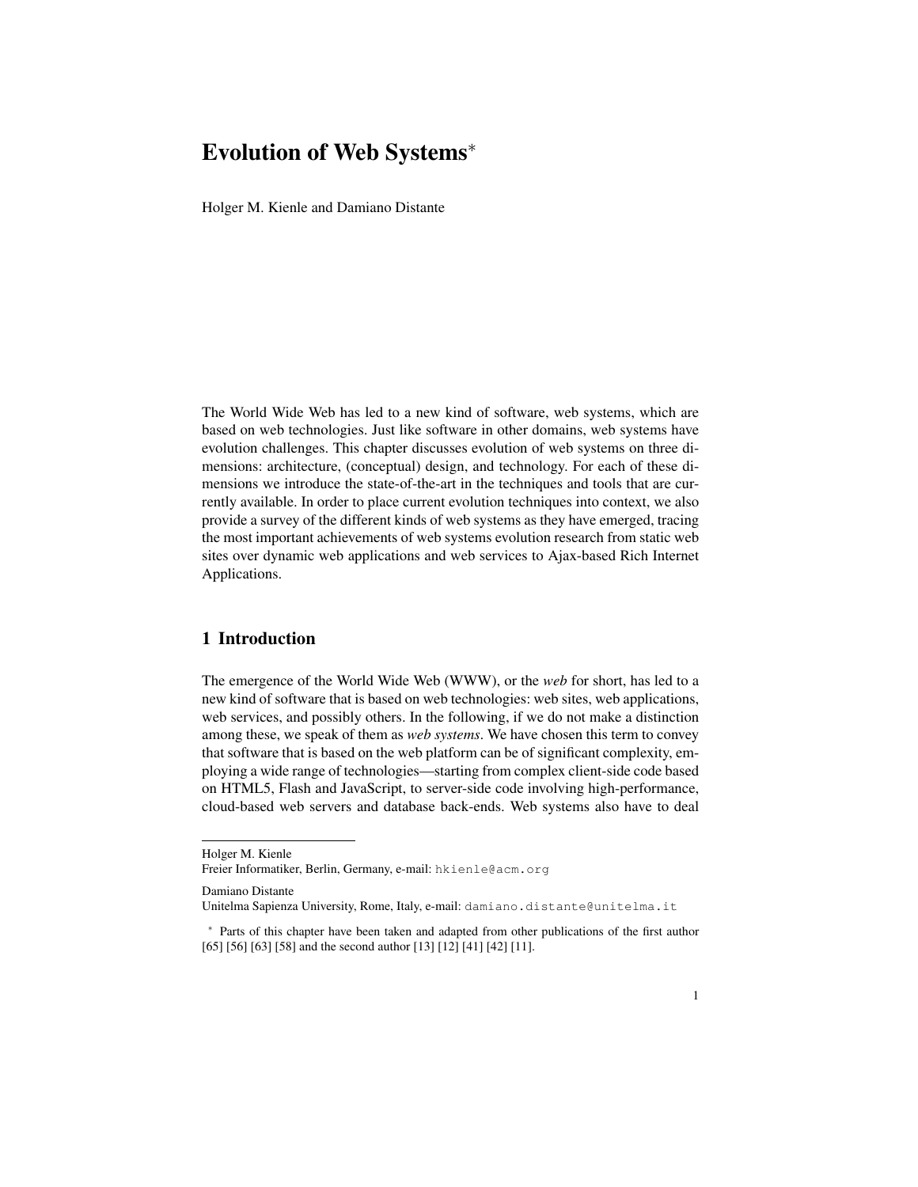# Evolution of Web Systems*

Holger M. Kienle and Damiano Distante

The World Wide Web has led to a new kind of software, web systems, which are based on web technologies. Just like software in other domains, web systems have evolution challenges. This chapter discusses evolution of web systems on three dimensions: architecture, (conceptual) design, and technology. For each of these dimensions we introduce the state-of-the-art in the techniques and tools that are currently available. In order to place current evolution techniques into context, we also provide a survey of the different kinds of web systems as they have emerged, tracing the most important achievements of web systems evolution research from static web sites over dynamic web applications and web services to Ajax-based Rich Internet Applications.

## 1 Introduction

The emergence of the World Wide Web (WWW), or the *web* for short, has led to a new kind of software that is based on web technologies: web sites, web applications, web services, and possibly others. In the following, if we do not make a distinction among these, we speak of them as *web systems*. We have chosen this term to convey that software that is based on the web platform can be of significant complexity, employing a wide range of technologies—starting from complex client-side code based on HTML5, Flash and JavaScript, to server-side code involving high-performance, cloud-based web servers and database back-ends. Web systems also have to deal

---

Holger M. Kienle
Freier Informatiker, Berlin, Germany, e-mail: `hkienle@acm.org`

Damiano Distante
Unitelma Sapienza University, Rome, Italy, e-mail: `damiano.distante@unitelma.it`

* Parts of this chapter have been taken and adapted from other publications of the first author [65] [56] [63] [58] and the second author [13] [12] [41] [42] [11].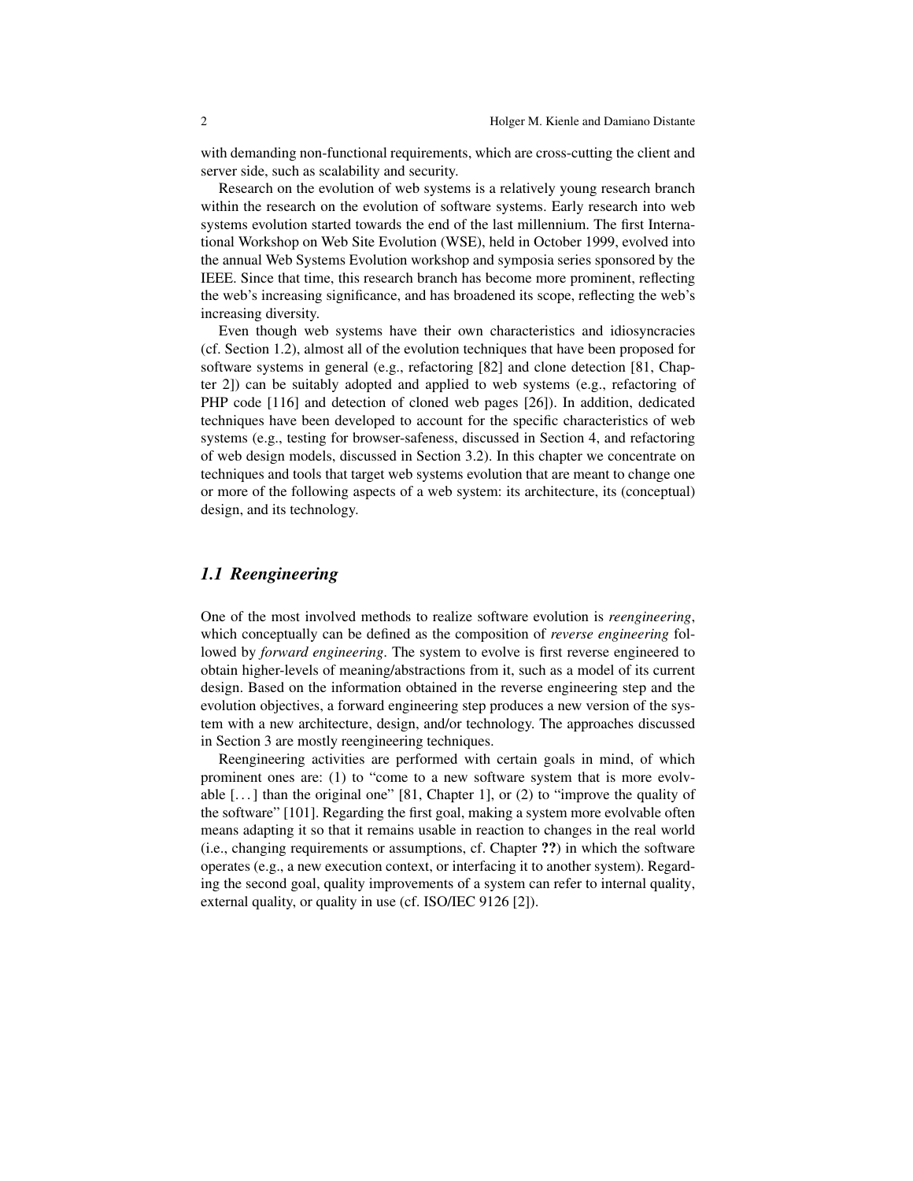with demanding non-functional requirements, which are cross-cutting the client and server side, such as scalability and security.

Research on the evolution of web systems is a relatively young research branch within the research on the evolution of software systems. Early research into web systems evolution started towards the end of the last millennium. The first International Workshop on Web Site Evolution (WSE), held in October 1999, evolved into the annual Web Systems Evolution workshop and symposia series sponsored by the IEEE. Since that time, this research branch has become more prominent, reflecting the web's increasing significance, and has broadened its scope, reflecting the web's increasing diversity.

Even though web systems have their own characteristics and idiosyncracies (cf. Section 1.2), almost all of the evolution techniques that have been proposed for software systems in general (e.g., refactoring [82] and clone detection [81, Chapter 2]) can be suitably adopted and applied to web systems (e.g., refactoring of PHP code [116] and detection of cloned web pages [26]). In addition, dedicated techniques have been developed to account for the specific characteristics of web systems (e.g., testing for browser-safeness, discussed in Section 4, and refactoring of web design models, discussed in Section 3.2). In this chapter we concentrate on techniques and tools that target web systems evolution that are meant to change one or more of the following aspects of a web system: its architecture, its (conceptual) design, and its technology.

### *1.1 Reengineering*

One of the most involved methods to realize software evolution is *reengineering*, which conceptually can be defined as the composition of *reverse engineering* followed by *forward engineering*. The system to evolve is first reverse engineered to obtain higher-levels of meaning/abstractions from it, such as a model of its current design. Based on the information obtained in the reverse engineering step and the evolution objectives, a forward engineering step produces a new version of the system with a new architecture, design, and/or technology. The approaches discussed in Section 3 are mostly reengineering techniques.

Reengineering activities are performed with certain goals in mind, of which prominent ones are: (1) to "come to a new software system that is more evolvable [...] than the original one" [81, Chapter 1], or (2) to "improve the quality of the software" [101]. Regarding the first goal, making a system more evolvable often means adapting it so that it remains usable in reaction to changes in the real world (i.e., changing requirements or assumptions, cf. Chapter **??**) in which the software operates (e.g., a new execution context, or interfacing it to another system). Regarding the second goal, quality improvements of a system can refer to internal quality, external quality, or quality in use (cf. ISO/IEC 9126 [2]).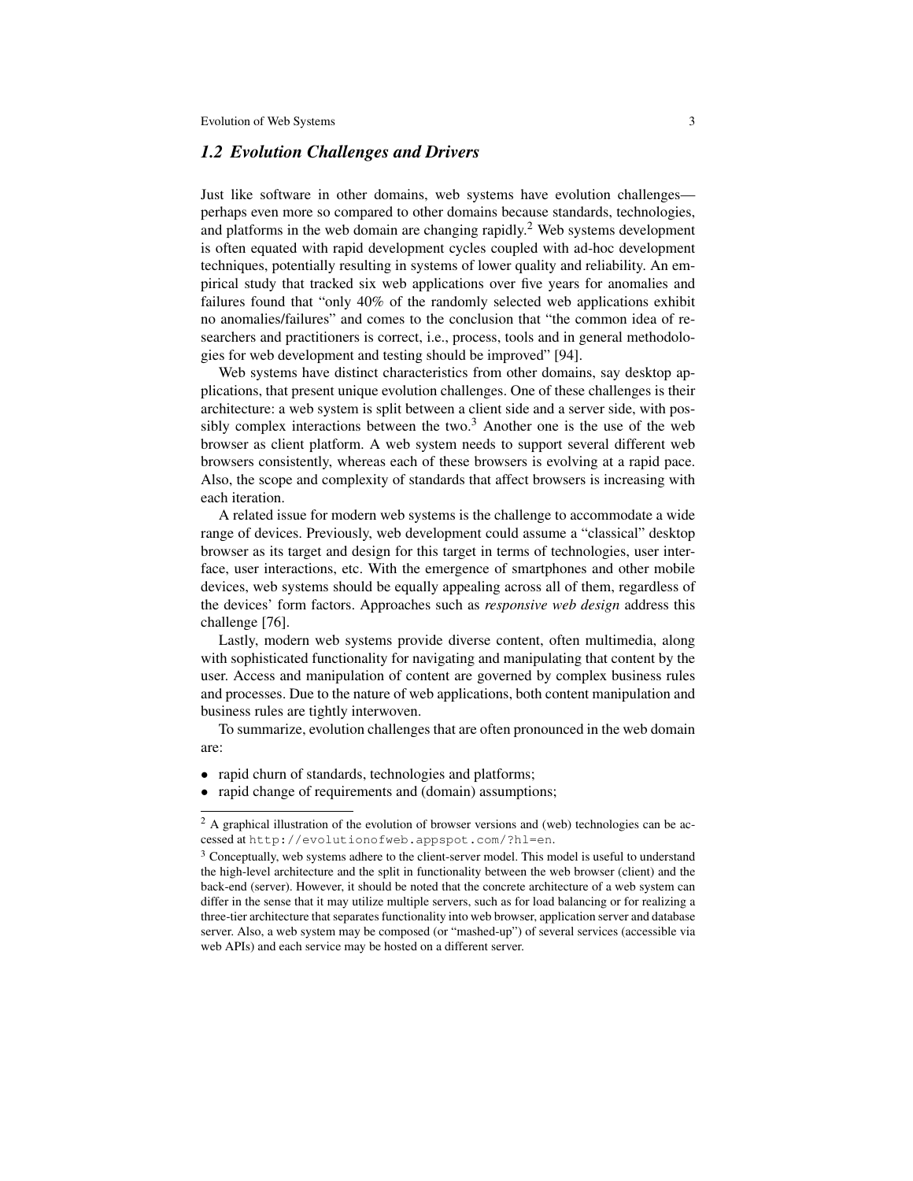## 1.2 Evolution Challenges and Drivers

Just like software in other domains, web systems have evolution challenges—perhaps even more so compared to other domains because standards, technologies, and platforms in the web domain are changing rapidly.[2] Web systems development is often equated with rapid development cycles coupled with ad-hoc development techniques, potentially resulting in systems of lower quality and reliability. An empirical study that tracked six web applications over five years for anomalies and failures found that "only 40% of the randomly selected web applications exhibit no anomalies/failures" and comes to the conclusion that "the common idea of researchers and practitioners is correct, i.e., process, tools and in general methodologies for web development and testing should be improved" [94].

Web systems have distinct characteristics from other domains, say desktop applications, that present unique evolution challenges. One of these challenges is their architecture: a web system is split between a client side and a server side, with possibly complex interactions between the two.[3] Another one is the use of the web browser as client platform. A web system needs to support several different web browsers consistently, whereas each of these browsers is evolving at a rapid pace. Also, the scope and complexity of standards that affect browsers is increasing with each iteration.

A related issue for modern web systems is the challenge to accommodate a wide range of devices. Previously, web development could assume a "classical" desktop browser as its target and design for this target in terms of technologies, user interface, user interactions, etc. With the emergence of smartphones and other mobile devices, web systems should be equally appealing across all of them, regardless of the devices' form factors. Approaches such as *responsive web design* address this challenge [76].

Lastly, modern web systems provide diverse content, often multimedia, along with sophisticated functionality for navigating and manipulating that content by the user. Access and manipulation of content are governed by complex business rules and processes. Due to the nature of web applications, both content manipulation and business rules are tightly interwoven.

To summarize, evolution challenges that are often pronounced in the web domain are:

- rapid churn of standards, technologies and platforms;
- rapid change of requirements and (domain) assumptions;

[2] A graphical illustration of the evolution of browser versions and (web) technologies can be accessed at `http://evolutionofweb.appspot.com/?hl=en`.

[3] Conceptually, web systems adhere to the client-server model. This model is useful to understand the high-level architecture and the split in functionality between the web browser (client) and the back-end (server). However, it should be noted that the concrete architecture of a web system can differ in the sense that it may utilize multiple servers, such as for load balancing or for realizing a three-tier architecture that separates functionality into web browser, application server and database server. Also, a web system may be composed (or "mashed-up") of several services (accessible via web APIs) and each service may be hosted on a different server.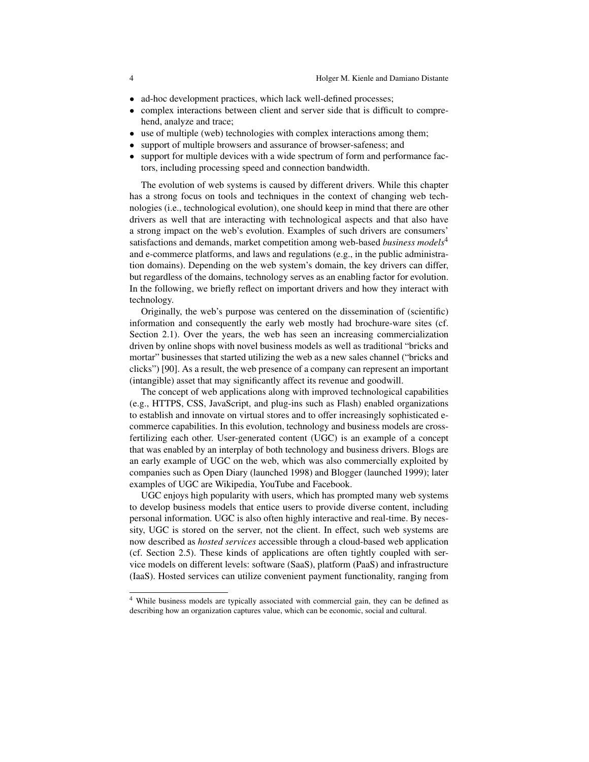- ad-hoc development practices, which lack well-defined processes;
- complex interactions between client and server side that is difficult to comprehend, analyze and trace;
- use of multiple (web) technologies with complex interactions among them;
- support of multiple browsers and assurance of browser-safeness; and
- support for multiple devices with a wide spectrum of form and performance factors, including processing speed and connection bandwidth.

The evolution of web systems is caused by different drivers. While this chapter has a strong focus on tools and techniques in the context of changing web technologies (i.e., technological evolution), one should keep in mind that there are other drivers as well that are interacting with technological aspects and that also have a strong impact on the web's evolution. Examples of such drivers are consumers' satisfactions and demands, market competition among web-based *business models*[4] and e-commerce platforms, and laws and regulations (e.g., in the public administration domains). Depending on the web system's domain, the key drivers can differ, but regardless of the domains, technology serves as an enabling factor for evolution. In the following, we briefly reflect on important drivers and how they interact with technology.

Originally, the web's purpose was centered on the dissemination of (scientific) information and consequently the early web mostly had brochure-ware sites (cf. Section 2.1). Over the years, the web has seen an increasing commercialization driven by online shops with novel business models as well as traditional "bricks and mortar" businesses that started utilizing the web as a new sales channel ("bricks and clicks") [90]. As a result, the web presence of a company can represent an important (intangible) asset that may significantly affect its revenue and goodwill.

The concept of web applications along with improved technological capabilities (e.g., HTTPS, CSS, JavaScript, and plug-ins such as Flash) enabled organizations to establish and innovate on virtual stores and to offer increasingly sophisticated e-commerce capabilities. In this evolution, technology and business models are cross-fertilizing each other. User-generated content (UGC) is an example of a concept that was enabled by an interplay of both technology and business drivers. Blogs are an early example of UGC on the web, which was also commercially exploited by companies such as Open Diary (launched 1998) and Blogger (launched 1999); later examples of UGC are Wikipedia, YouTube and Facebook.

UGC enjoys high popularity with users, which has prompted many web systems to develop business models that entice users to provide diverse content, including personal information. UGC is also often highly interactive and real-time. By necessity, UGC is stored on the server, not the client. In effect, such web systems are now described as *hosted services* accessible through a cloud-based web application (cf. Section 2.5). These kinds of applications are often tightly coupled with service models on different levels: software (SaaS), platform (PaaS) and infrastructure (IaaS). Hosted services can utilize convenient payment functionality, ranging from

[4] While business models are typically associated with commercial gain, they can be defined as describing how an organization captures value, which can be economic, social and cultural.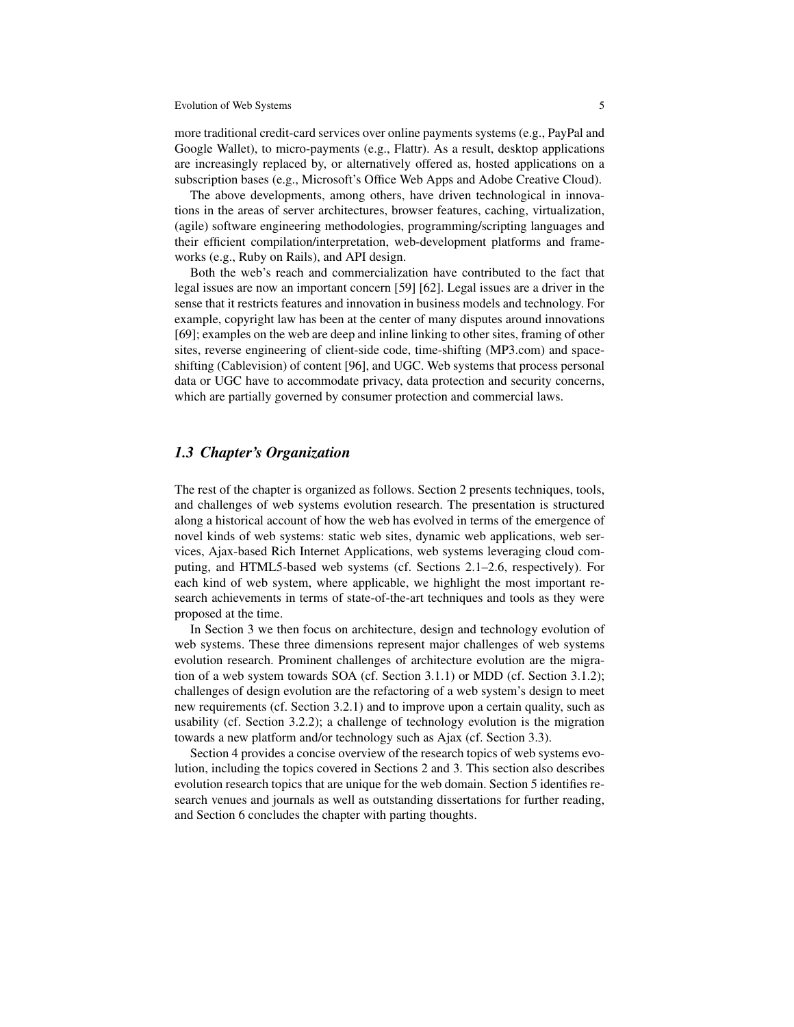more traditional credit-card services over online payments systems (e.g., PayPal and Google Wallet), to micro-payments (e.g., Flattr). As a result, desktop applications are increasingly replaced by, or alternatively offered as, hosted applications on a subscription bases (e.g., Microsoft's Office Web Apps and Adobe Creative Cloud).

The above developments, among others, have driven technological in innovations in the areas of server architectures, browser features, caching, virtualization, (agile) software engineering methodologies, programming/scripting languages and their efficient compilation/interpretation, web-development platforms and frameworks (e.g., Ruby on Rails), and API design.

Both the web's reach and commercialization have contributed to the fact that legal issues are now an important concern [59] [62]. Legal issues are a driver in the sense that it restricts features and innovation in business models and technology. For example, copyright law has been at the center of many disputes around innovations [69]; examples on the web are deep and inline linking to other sites, framing of other sites, reverse engineering of client-side code, time-shifting (MP3.com) and space-shifting (Cablevision) of content [96], and UGC. Web systems that process personal data or UGC have to accommodate privacy, data protection and security concerns, which are partially governed by consumer protection and commercial laws.

### *1.3 Chapter's Organization*

The rest of the chapter is organized as follows. Section 2 presents techniques, tools, and challenges of web systems evolution research. The presentation is structured along a historical account of how the web has evolved in terms of the emergence of novel kinds of web systems: static web sites, dynamic web applications, web services, Ajax-based Rich Internet Applications, web systems leveraging cloud computing, and HTML5-based web systems (cf. Sections 2.1–2.6, respectively). For each kind of web system, where applicable, we highlight the most important research achievements in terms of state-of-the-art techniques and tools as they were proposed at the time.

In Section 3 we then focus on architecture, design and technology evolution of web systems. These three dimensions represent major challenges of web systems evolution research. Prominent challenges of architecture evolution are the migration of a web system towards SOA (cf. Section 3.1.1) or MDD (cf. Section 3.1.2); challenges of design evolution are the refactoring of a web system's design to meet new requirements (cf. Section 3.2.1) and to improve upon a certain quality, such as usability (cf. Section 3.2.2); a challenge of technology evolution is the migration towards a new platform and/or technology such as Ajax (cf. Section 3.3).

Section 4 provides a concise overview of the research topics of web systems evolution, including the topics covered in Sections 2 and 3. This section also describes evolution research topics that are unique for the web domain. Section 5 identifies research venues and journals as well as outstanding dissertations for further reading, and Section 6 concludes the chapter with parting thoughts.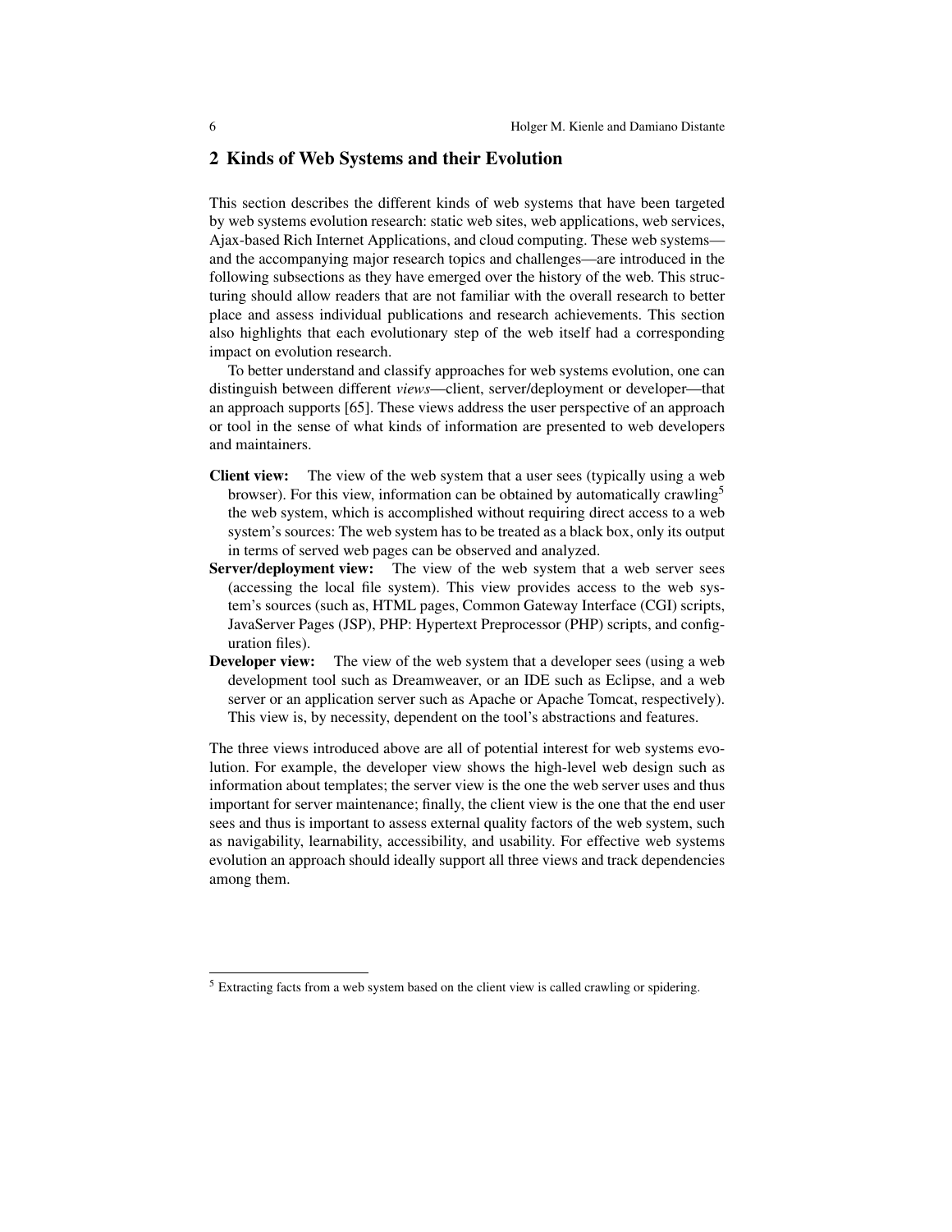## 2 Kinds of Web Systems and their Evolution

This section describes the different kinds of web systems that have been targeted by web systems evolution research: static web sites, web applications, web services, Ajax-based Rich Internet Applications, and cloud computing. These web systems—and the accompanying major research topics and challenges—are introduced in the following subsections as they have emerged over the history of the web. This structuring should allow readers that are not familiar with the overall research to better place and assess individual publications and research achievements. This section also highlights that each evolutionary step of the web itself had a corresponding impact on evolution research.

To better understand and classify approaches for web systems evolution, one can distinguish between different *views*—client, server/deployment or developer—that an approach supports [65]. These views address the user perspective of an approach or tool in the sense of what kinds of information are presented to web developers and maintainers.

**Client view:** The view of the web system that a user sees (typically using a web browser). For this view, information can be obtained by automatically crawling[5] the web system, which is accomplished without requiring direct access to a web system's sources: The web system has to be treated as a black box, only its output in terms of served web pages can be observed and analyzed.

**Server/deployment view:** The view of the web system that a web server sees (accessing the local file system). This view provides access to the web system's sources (such as, HTML pages, Common Gateway Interface (CGI) scripts, JavaServer Pages (JSP), PHP: Hypertext Preprocessor (PHP) scripts, and configuration files).

**Developer view:** The view of the web system that a developer sees (using a web development tool such as Dreamweaver, or an IDE such as Eclipse, and a web server or an application server such as Apache or Apache Tomcat, respectively). This view is, by necessity, dependent on the tool's abstractions and features.

The three views introduced above are all of potential interest for web systems evolution. For example, the developer view shows the high-level web design such as information about templates; the server view is the one the web server uses and thus important for server maintenance; finally, the client view is the one that the end user sees and thus is important to assess external quality factors of the web system, such as navigability, learnability, accessibility, and usability. For effective web systems evolution an approach should ideally support all three views and track dependencies among them.

[5] Extracting facts from a web system based on the client view is called crawling or spidering.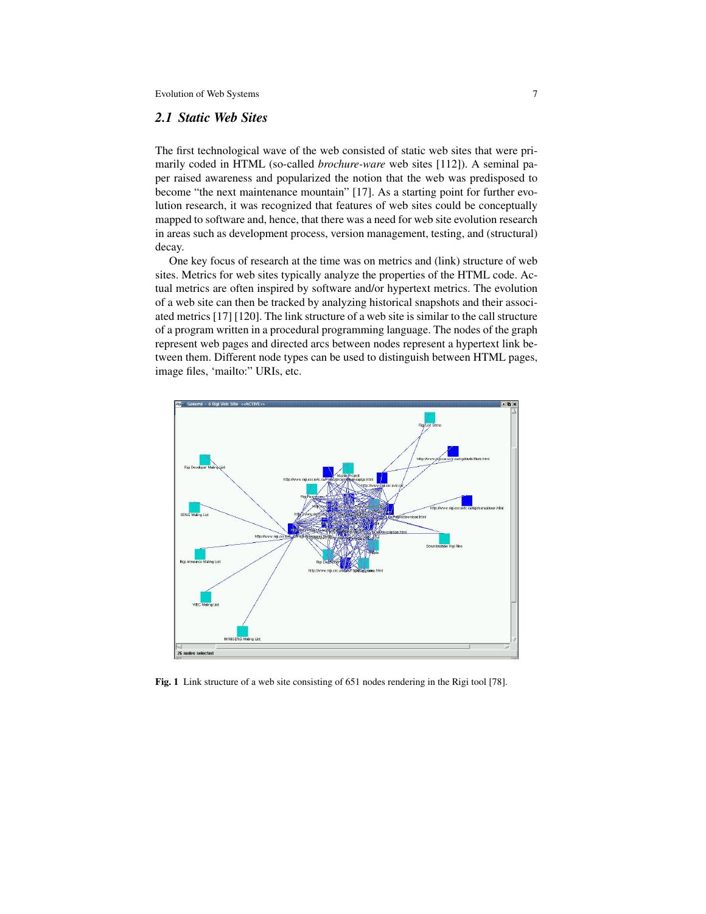### *2.1 Static Web Sites*

The first technological wave of the web consisted of static web sites that were primarily coded in HTML (so-called *brochure-ware* web sites [112]). A seminal paper raised awareness and popularized the notion that the web was predisposed to become "the next maintenance mountain" [17]. As a starting point for further evolution research, it was recognized that features of web sites could be conceptually mapped to software and, hence, that there was a need for web site evolution research in areas such as development process, version management, testing, and (structural) decay.

One key focus of research at the time was on metrics and (link) structure of web sites. Metrics for web sites typically analyze the properties of the HTML code. Actual metrics are often inspired by software and/or hypertext metrics. The evolution of a web site can then be tracked by analyzing historical snapshots and their associated metrics [17] [120]. The link structure of a web site is similar to the call structure of a program written in a procedural programming language. The nodes of the graph represent web pages and directed arcs between nodes represent a hypertext link between them. Different node types can be used to distinguish between HTML pages, image files, 'mailto:" URIs, etc.

**Fig. 1** Link structure of a web site consisting of 651 nodes rendering in the Rigi tool [78].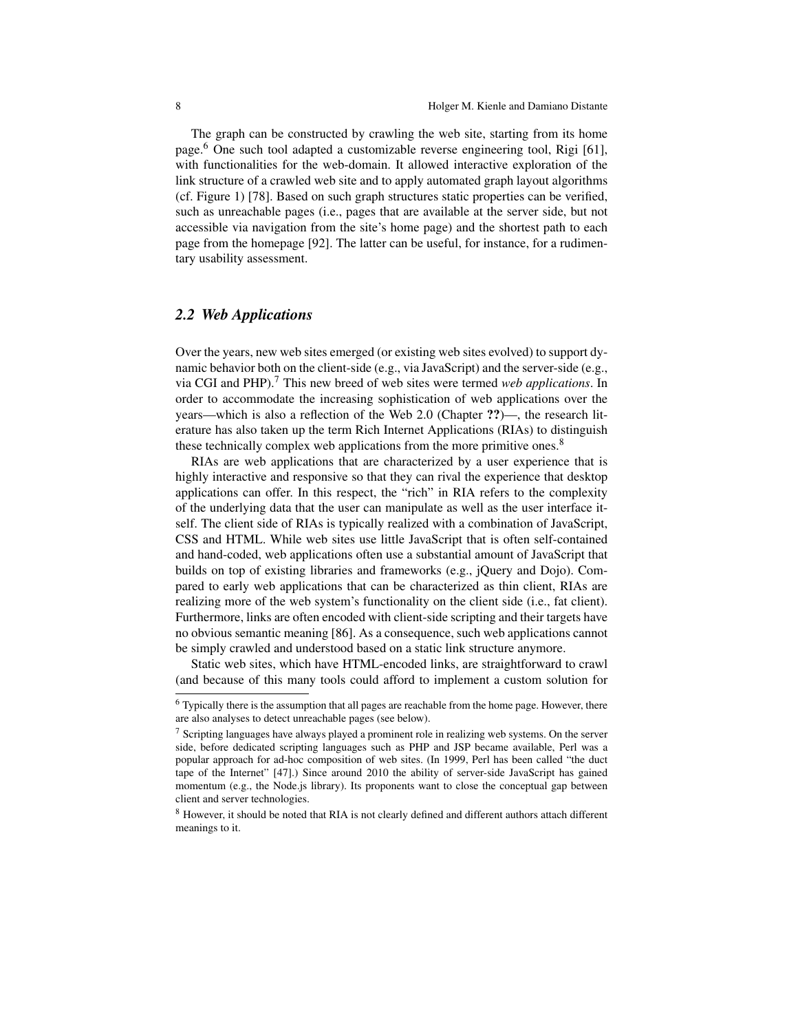The graph can be constructed by crawling the web site, starting from its home page.[6] One such tool adapted a customizable reverse engineering tool, Rigi [61], with functionalities for the web-domain. It allowed interactive exploration of the link structure of a crawled web site and to apply automated graph layout algorithms (cf. Figure 1) [78]. Based on such graph structures static properties can be verified, such as unreachable pages (i.e., pages that are available at the server side, but not accessible via navigation from the site's home page) and the shortest path to each page from the homepage [92]. The latter can be useful, for instance, for a rudimentary usability assessment.

## 2.2 Web Applications

Over the years, new web sites emerged (or existing web sites evolved) to support dynamic behavior both on the client-side (e.g., via JavaScript) and the server-side (e.g., via CGI and PHP).[7] This new breed of web sites were termed *web applications*. In order to accommodate the increasing sophistication of web applications over the years—which is also a reflection of the Web 2.0 (Chapter **??**)—, the research literature has also taken up the term Rich Internet Applications (RIAs) to distinguish these technically complex web applications from the more primitive ones.[8]

RIAs are web applications that are characterized by a user experience that is highly interactive and responsive so that they can rival the experience that desktop applications can offer. In this respect, the "rich" in RIA refers to the complexity of the underlying data that the user can manipulate as well as the user interface itself. The client side of RIAs is typically realized with a combination of JavaScript, CSS and HTML. While web sites use little JavaScript that is often self-contained and hand-coded, web applications often use a substantial amount of JavaScript that builds on top of existing libraries and frameworks (e.g., jQuery and Dojo). Compared to early web applications that can be characterized as thin client, RIAs are realizing more of the web system's functionality on the client side (i.e., fat client). Furthermore, links are often encoded with client-side scripting and their targets have no obvious semantic meaning [86]. As a consequence, such web applications cannot be simply crawled and understood based on a static link structure anymore.

Static web sites, which have HTML-encoded links, are straightforward to crawl (and because of this many tools could afford to implement a custom solution for

---

[6] Typically there is the assumption that all pages are reachable from the home page. However, there are also analyses to detect unreachable pages (see below).

[7] Scripting languages have always played a prominent role in realizing web systems. On the server side, before dedicated scripting languages such as PHP and JSP became available, Perl was a popular approach for ad-hoc composition of web sites. (In 1999, Perl has been called "the duct tape of the Internet" [47].) Since around 2010 the ability of server-side JavaScript has gained momentum (e.g., the Node.js library). Its proponents want to close the conceptual gap between client and server technologies.

[8] However, it should be noted that RIA is not clearly defined and different authors attach different meanings to it.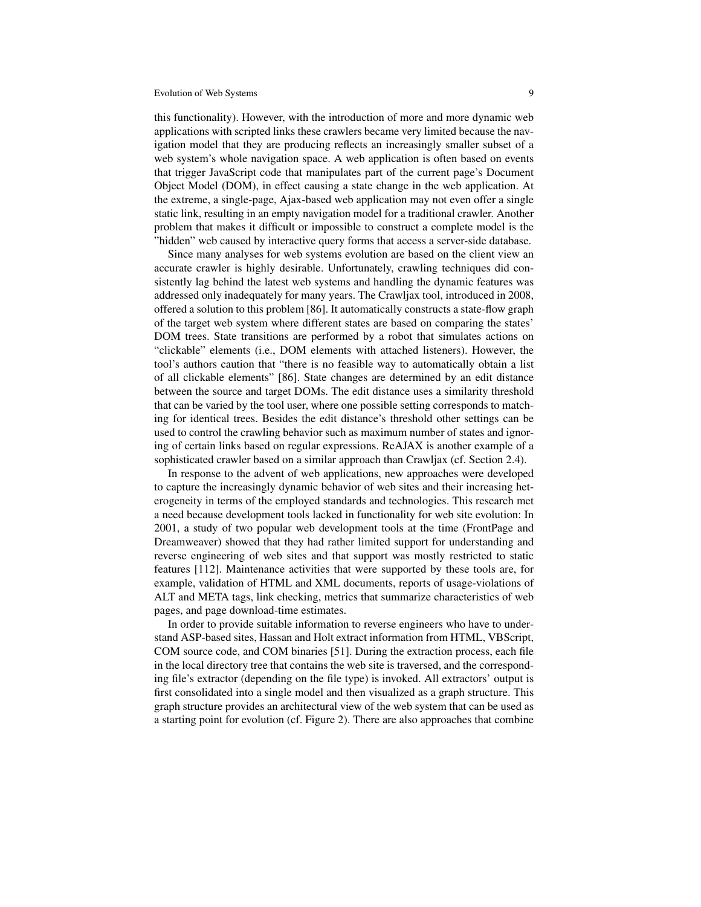this functionality). However, with the introduction of more and more dynamic web applications with scripted links these crawlers became very limited because the navigation model that they are producing reflects an increasingly smaller subset of a web system's whole navigation space. A web application is often based on events that trigger JavaScript code that manipulates part of the current page's Document Object Model (DOM), in effect causing a state change in the web application. At the extreme, a single-page, Ajax-based web application may not even offer a single static link, resulting in an empty navigation model for a traditional crawler. Another problem that makes it difficult or impossible to construct a complete model is the "hidden" web caused by interactive query forms that access a server-side database.

Since many analyses for web systems evolution are based on the client view an accurate crawler is highly desirable. Unfortunately, crawling techniques did consistently lag behind the latest web systems and handling the dynamic features was addressed only inadequately for many years. The Crawljax tool, introduced in 2008, offered a solution to this problem [86]. It automatically constructs a state-flow graph of the target web system where different states are based on comparing the states' DOM trees. State transitions are performed by a robot that simulates actions on "clickable" elements (i.e., DOM elements with attached listeners). However, the tool's authors caution that "there is no feasible way to automatically obtain a list of all clickable elements" [86]. State changes are determined by an edit distance between the source and target DOMs. The edit distance uses a similarity threshold that can be varied by the tool user, where one possible setting corresponds to matching for identical trees. Besides the edit distance's threshold other settings can be used to control the crawling behavior such as maximum number of states and ignoring of certain links based on regular expressions. ReAJAX is another example of a sophisticated crawler based on a similar approach than Crawljax (cf. Section 2.4).

In response to the advent of web applications, new approaches were developed to capture the increasingly dynamic behavior of web sites and their increasing heterogeneity in terms of the employed standards and technologies. This research met a need because development tools lacked in functionality for web site evolution: In 2001, a study of two popular web development tools at the time (FrontPage and Dreamweaver) showed that they had rather limited support for understanding and reverse engineering of web sites and that support was mostly restricted to static features [112]. Maintenance activities that were supported by these tools are, for example, validation of HTML and XML documents, reports of usage-violations of ALT and META tags, link checking, metrics that summarize characteristics of web pages, and page download-time estimates.

In order to provide suitable information to reverse engineers who have to understand ASP-based sites, Hassan and Holt extract information from HTML, VBScript, COM source code, and COM binaries [51]. During the extraction process, each file in the local directory tree that contains the web site is traversed, and the corresponding file's extractor (depending on the file type) is invoked. All extractors' output is first consolidated into a single model and then visualized as a graph structure. This graph structure provides an architectural view of the web system that can be used as a starting point for evolution (cf. Figure 2). There are also approaches that combine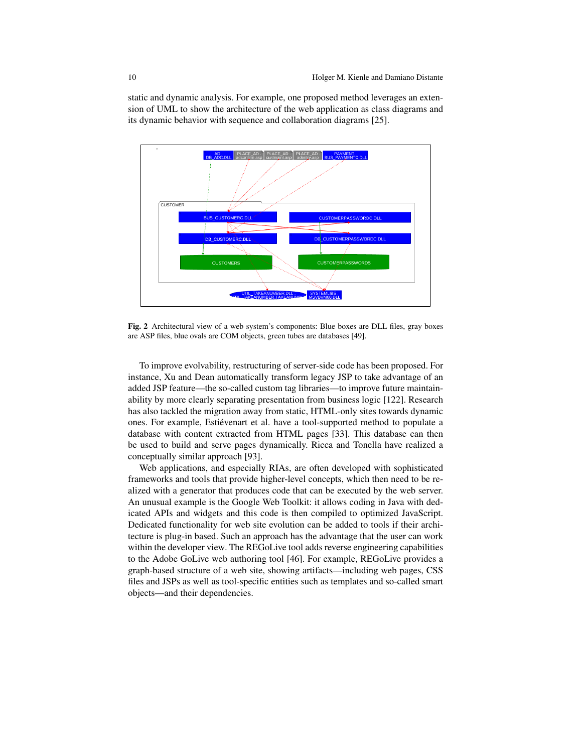static and dynamic analysis. For example, one proposed method leverages an extension of UML to show the architecture of the web application as class diagrams and its dynamic behavior with sequence and collaboration diagrams [25].

**Fig. 2** Architectural view of a web system's components: Blue boxes are DLL files, gray boxes are ASP files, blue ovals are COM objects, green tubes are databases [49].

To improve evolvability, restructuring of server-side code has been proposed. For instance, Xu and Dean automatically transform legacy JSP to take advantage of an added JSP feature—the so-called custom tag libraries—to improve future maintainability by more clearly separating presentation from business logic [122]. Research has also tackled the migration away from static, HTML-only sites towards dynamic ones. For example, Estiévenart et al. have a tool-supported method to populate a database with content extracted from HTML pages [33]. This database can then be used to build and serve pages dynamically. Ricca and Tonella have realized a conceptually similar approach [93].

Web applications, and especially RIAs, are often developed with sophisticated frameworks and tools that provide higher-level concepts, which then need to be realized with a generator that produces code that can be executed by the web server. An unusual example is the Google Web Toolkit: it allows coding in Java with dedicated APIs and widgets and this code is then compiled to optimized JavaScript. Dedicated functionality for web site evolution can be added to tools if their architecture is plug-in based. Such an approach has the advantage that the user can work within the developer view. The REGoLive tool adds reverse engineering capabilities to the Adobe GoLive web authoring tool [46]. For example, REGoLive provides a graph-based structure of a web site, showing artifacts—including web pages, CSS files and JSPs as well as tool-specific entities such as templates and so-called smart objects—and their dependencies.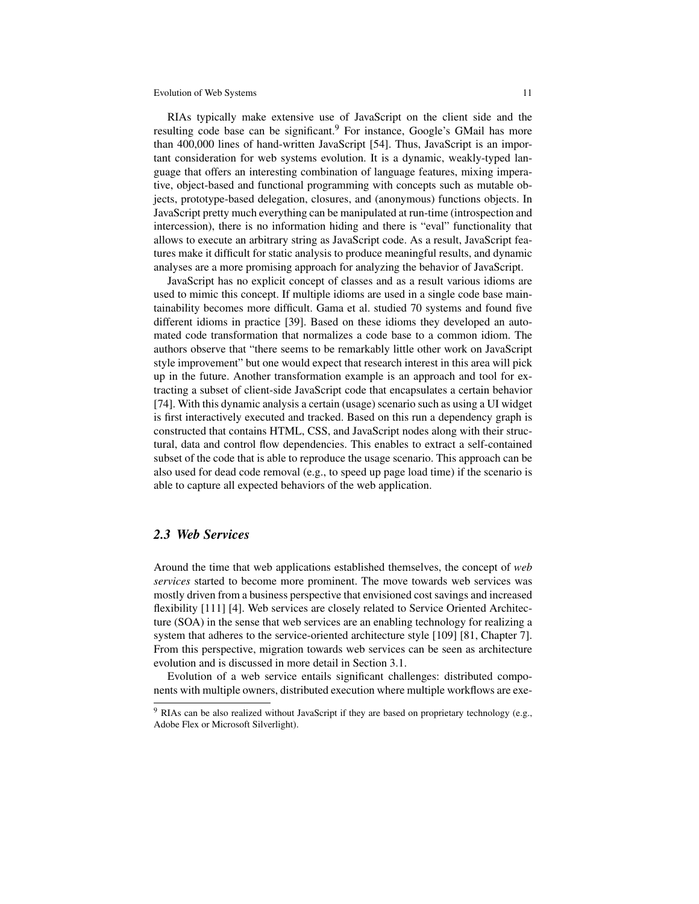RIAs typically make extensive use of JavaScript on the client side and the resulting code base can be significant.[9] For instance, Google's GMail has more than 400,000 lines of hand-written JavaScript [54]. Thus, JavaScript is an important consideration for web systems evolution. It is a dynamic, weakly-typed language that offers an interesting combination of language features, mixing imperative, object-based and functional programming with concepts such as mutable objects, prototype-based delegation, closures, and (anonymous) functions objects. In JavaScript pretty much everything can be manipulated at run-time (introspection and intercession), there is no information hiding and there is "eval" functionality that allows to execute an arbitrary string as JavaScript code. As a result, JavaScript features make it difficult for static analysis to produce meaningful results, and dynamic analyses are a more promising approach for analyzing the behavior of JavaScript.

JavaScript has no explicit concept of classes and as a result various idioms are used to mimic this concept. If multiple idioms are used in a single code base maintainability becomes more difficult. Gama et al. studied 70 systems and found five different idioms in practice [39]. Based on these idioms they developed an automated code transformation that normalizes a code base to a common idiom. The authors observe that "there seems to be remarkably little other work on JavaScript style improvement" but one would expect that research interest in this area will pick up in the future. Another transformation example is an approach and tool for extracting a subset of client-side JavaScript code that encapsulates a certain behavior [74]. With this dynamic analysis a certain (usage) scenario such as using a UI widget is first interactively executed and tracked. Based on this run a dependency graph is constructed that contains HTML, CSS, and JavaScript nodes along with their structural, data and control flow dependencies. This enables to extract a self-contained subset of the code that is able to reproduce the usage scenario. This approach can be also used for dead code removal (e.g., to speed up page load time) if the scenario is able to capture all expected behaviors of the web application.

### *2.3 Web Services*

Around the time that web applications established themselves, the concept of *web services* started to become more prominent. The move towards web services was mostly driven from a business perspective that envisioned cost savings and increased flexibility [111] [4]. Web services are closely related to Service Oriented Architecture (SOA) in the sense that web services are an enabling technology for realizing a system that adheres to the service-oriented architecture style [109] [81, Chapter 7]. From this perspective, migration towards web services can be seen as architecture evolution and is discussed in more detail in Section 3.1.

Evolution of a web service entails significant challenges: distributed components with multiple owners, distributed execution where multiple workflows are exe-

[9] RIAs can be also realized without JavaScript if they are based on proprietary technology (e.g., Adobe Flex or Microsoft Silverlight).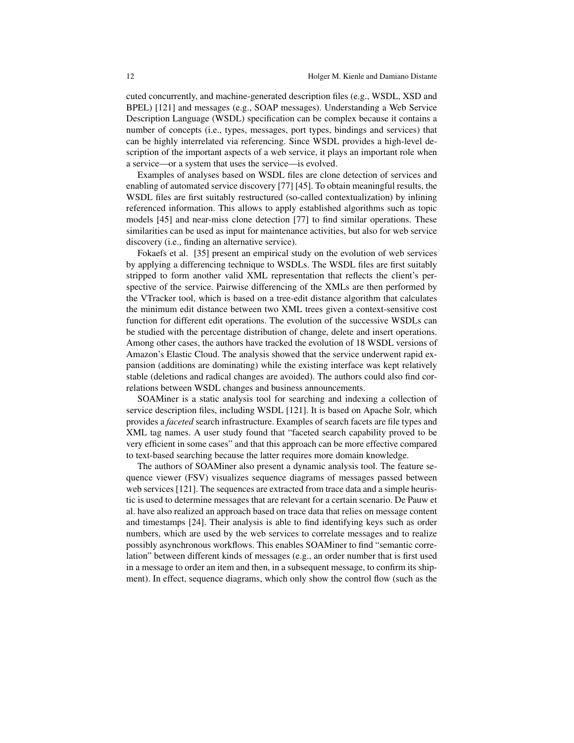cuted concurrently, and machine-generated description files (e.g., WSDL, XSD and BPEL) [121] and messages (e.g., SOAP messages). Understanding a Web Service Description Language (WSDL) specification can be complex because it contains a number of concepts (i.e., types, messages, port types, bindings and services) that can be highly interrelated via referencing. Since WSDL provides a high-level description of the important aspects of a web service, it plays an important role when a service—or a system that uses the service—is evolved.

Examples of analyses based on WSDL files are clone detection of services and enabling of automated service discovery [77] [45]. To obtain meaningful results, the WSDL files are first suitably restructured (so-called contextualization) by inlining referenced information. This allows to apply established algorithms such as topic models [45] and near-miss clone detection [77] to find similar operations. These similarities can be used as input for maintenance activities, but also for web service discovery (i.e., finding an alternative service).

Fokaefs et al. [35] present an empirical study on the evolution of web services by applying a differencing technique to WSDLs. The WSDL files are first suitably stripped to form another valid XML representation that reflects the client's perspective of the service. Pairwise differencing of the XMLs are then performed by the VTracker tool, which is based on a tree-edit distance algorithm that calculates the minimum edit distance between two XML trees given a context-sensitive cost function for different edit operations. The evolution of the successive WSDLs can be studied with the percentage distribution of change, delete and insert operations. Among other cases, the authors have tracked the evolution of 18 WSDL versions of Amazon's Elastic Cloud. The analysis showed that the service underwent rapid expansion (additions are dominating) while the existing interface was kept relatively stable (deletions and radical changes are avoided). The authors could also find correlations between WSDL changes and business announcements.

SOAMiner is a static analysis tool for searching and indexing a collection of service description files, including WSDL [121]. It is based on Apache Solr, which provides a *faceted* search infrastructure. Examples of search facets are file types and XML tag names. A user study found that "faceted search capability proved to be very efficient in some cases" and that this approach can be more effective compared to text-based searching because the latter requires more domain knowledge.

The authors of SOAMiner also present a dynamic analysis tool. The feature sequence viewer (FSV) visualizes sequence diagrams of messages passed between web services [121]. The sequences are extracted from trace data and a simple heuristic is used to determine messages that are relevant for a certain scenario. De Pauw et al. have also realized an approach based on trace data that relies on message content and timestamps [24]. Their analysis is able to find identifying keys such as order numbers, which are used by the web services to correlate messages and to realize possibly asynchronous workflows. This enables SOAMiner to find "semantic correlation" between different kinds of messages (e.g., an order number that is first used in a message to order an item and then, in a subsequent message, to confirm its shipment). In effect, sequence diagrams, which only show the control flow (such as the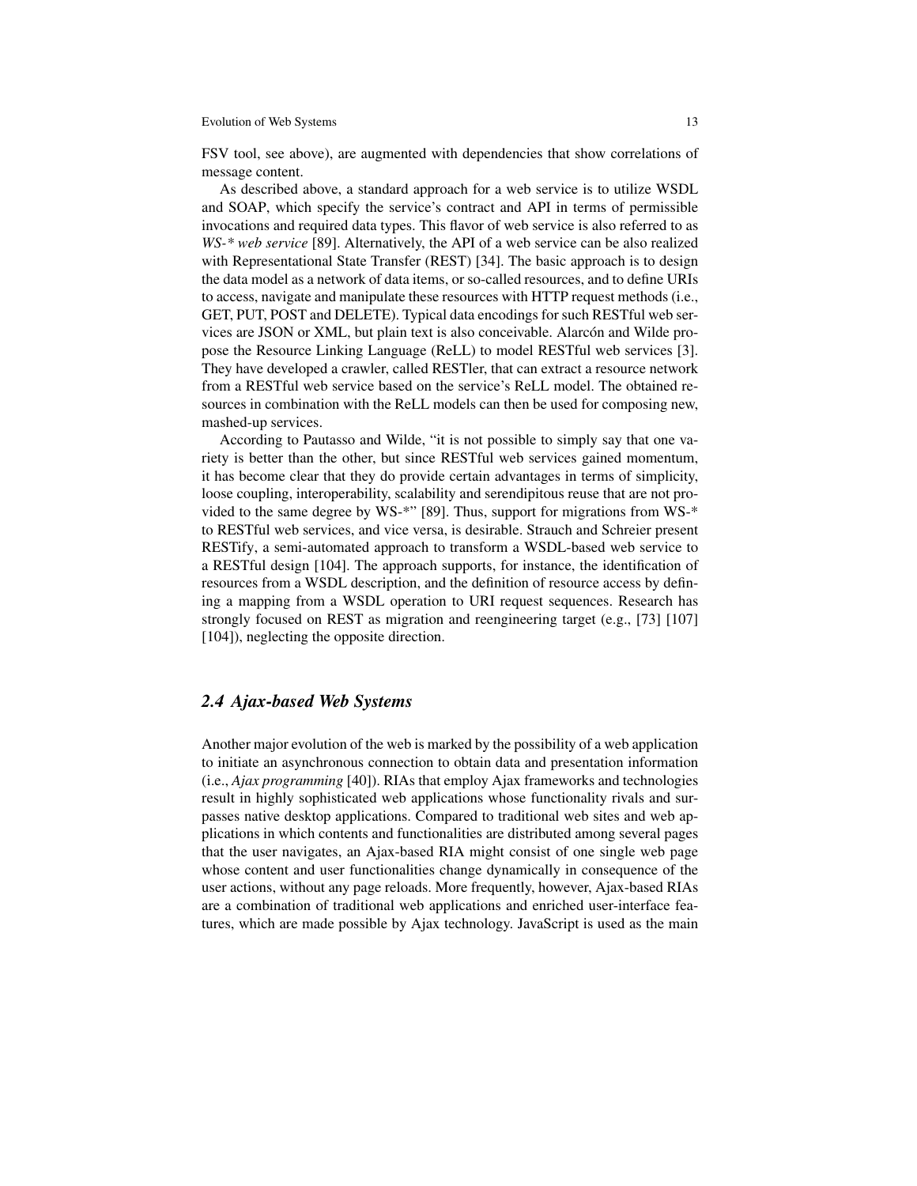FSV tool, see above), are augmented with dependencies that show correlations of message content.

As described above, a standard approach for a web service is to utilize WSDL and SOAP, which specify the service's contract and API in terms of permissible invocations and required data types. This flavor of web service is also referred to as *WS-* web service* [89]. Alternatively, the API of a web service can be also realized with Representational State Transfer (REST) [34]. The basic approach is to design the data model as a network of data items, or so-called resources, and to define URIs to access, navigate and manipulate these resources with HTTP request methods (i.e., GET, PUT, POST and DELETE). Typical data encodings for such RESTful web services are JSON or XML, but plain text is also conceivable. Alarcón and Wilde propose the Resource Linking Language (ReLL) to model RESTful web services [3]. They have developed a crawler, called RESTler, that can extract a resource network from a RESTful web service based on the service's ReLL model. The obtained resources in combination with the ReLL models can then be used for composing new, mashed-up services.

According to Pautasso and Wilde, "it is not possible to simply say that one variety is better than the other, but since RESTful web services gained momentum, it has become clear that they do provide certain advantages in terms of simplicity, loose coupling, interoperability, scalability and serendipitous reuse that are not provided to the same degree by WS-*" [89]. Thus, support for migrations from WS-* to RESTful web services, and vice versa, is desirable. Strauch and Schreier present RESTify, a semi-automated approach to transform a WSDL-based web service to a RESTful design [104]. The approach supports, for instance, the identification of resources from a WSDL description, and the definition of resource access by defining a mapping from a WSDL operation to URI request sequences. Research has strongly focused on REST as migration and reengineering target (e.g., [73] [107] [104]), neglecting the opposite direction.

## 2.4 Ajax-based Web Systems

Another major evolution of the web is marked by the possibility of a web application to initiate an asynchronous connection to obtain data and presentation information (i.e., *Ajax programming* [40]). RIAs that employ Ajax frameworks and technologies result in highly sophisticated web applications whose functionality rivals and surpasses native desktop applications. Compared to traditional web sites and web applications in which contents and functionalities are distributed among several pages that the user navigates, an Ajax-based RIA might consist of one single web page whose content and user functionalities change dynamically in consequence of the user actions, without any page reloads. More frequently, however, Ajax-based RIAs are a combination of traditional web applications and enriched user-interface features, which are made possible by Ajax technology. JavaScript is used as the main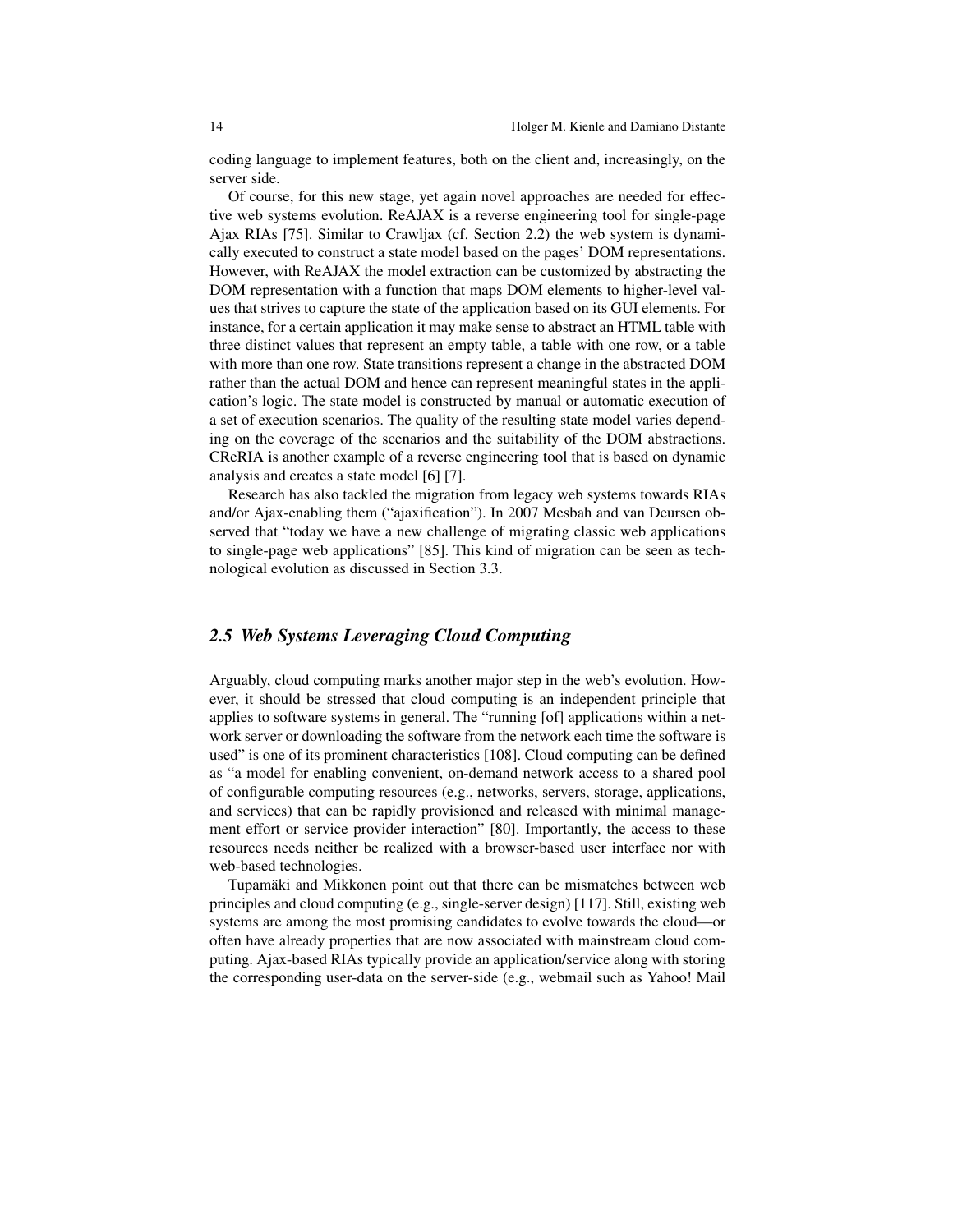coding language to implement features, both on the client and, increasingly, on the server side.

Of course, for this new stage, yet again novel approaches are needed for effective web systems evolution. ReAJAX is a reverse engineering tool for single-page Ajax RIAs [75]. Similar to Crawljax (cf. Section 2.2) the web system is dynamically executed to construct a state model based on the pages' DOM representations. However, with ReAJAX the model extraction can be customized by abstracting the DOM representation with a function that maps DOM elements to higher-level values that strives to capture the state of the application based on its GUI elements. For instance, for a certain application it may make sense to abstract an HTML table with three distinct values that represent an empty table, a table with one row, or a table with more than one row. State transitions represent a change in the abstracted DOM rather than the actual DOM and hence can represent meaningful states in the application's logic. The state model is constructed by manual or automatic execution of a set of execution scenarios. The quality of the resulting state model varies depending on the coverage of the scenarios and the suitability of the DOM abstractions. CReRIA is another example of a reverse engineering tool that is based on dynamic analysis and creates a state model [6] [7].

Research has also tackled the migration from legacy web systems towards RIAs and/or Ajax-enabling them ("ajaxification"). In 2007 Mesbah and van Deursen observed that "today we have a new challenge of migrating classic web applications to single-page web applications" [85]. This kind of migration can be seen as technological evolution as discussed in Section 3.3.

## *2.5 Web Systems Leveraging Cloud Computing*

Arguably, cloud computing marks another major step in the web's evolution. However, it should be stressed that cloud computing is an independent principle that applies to software systems in general. The "running [of] applications within a network server or downloading the software from the network each time the software is used" is one of its prominent characteristics [108]. Cloud computing can be defined as "a model for enabling convenient, on-demand network access to a shared pool of configurable computing resources (e.g., networks, servers, storage, applications, and services) that can be rapidly provisioned and released with minimal management effort or service provider interaction" [80]. Importantly, the access to these resources needs neither be realized with a browser-based user interface nor with web-based technologies.

Tupamäki and Mikkonen point out that there can be mismatches between web principles and cloud computing (e.g., single-server design) [117]. Still, existing web systems are among the most promising candidates to evolve towards the cloud—or often have already properties that are now associated with mainstream cloud computing. Ajax-based RIAs typically provide an application/service along with storing the corresponding user-data on the server-side (e.g., webmail such as Yahoo! Mail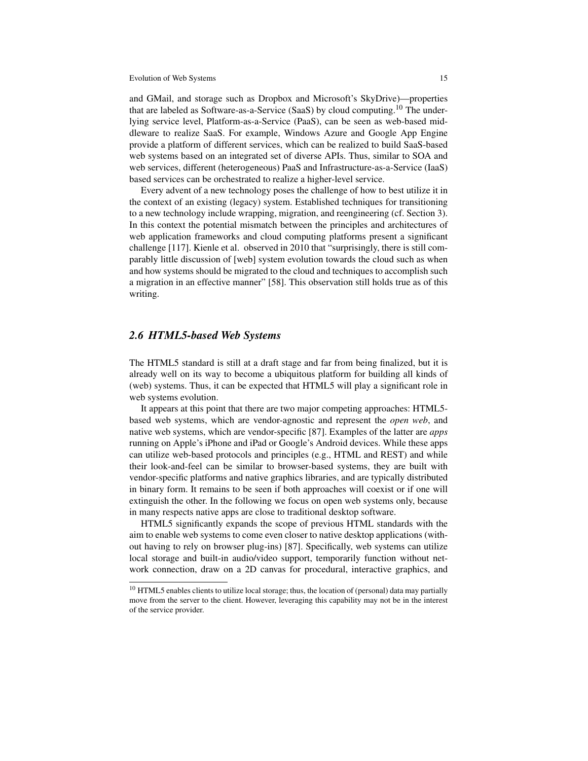and GMail, and storage such as Dropbox and Microsoft's SkyDrive)—properties that are labeled as Software-as-a-Service (SaaS) by cloud computing.[10] The underlying service level, Platform-as-a-Service (PaaS), can be seen as web-based middleware to realize SaaS. For example, Windows Azure and Google App Engine provide a platform of different services, which can be realized to build SaaS-based web systems based on an integrated set of diverse APIs. Thus, similar to SOA and web services, different (heterogeneous) PaaS and Infrastructure-as-a-Service (IaaS) based services can be orchestrated to realize a higher-level service.

Every advent of a new technology poses the challenge of how to best utilize it in the context of an existing (legacy) system. Established techniques for transitioning to a new technology include wrapping, migration, and reengineering (cf. Section 3). In this context the potential mismatch between the principles and architectures of web application frameworks and cloud computing platforms present a significant challenge [117]. Kienle et al. observed in 2010 that "surprisingly, there is still comparably little discussion of [web] system evolution towards the cloud such as when and how systems should be migrated to the cloud and techniques to accomplish such a migration in an effective manner" [58]. This observation still holds true as of this writing.

### 2.6 HTML5-based Web Systems

The HTML5 standard is still at a draft stage and far from being finalized, but it is already well on its way to become a ubiquitous platform for building all kinds of (web) systems. Thus, it can be expected that HTML5 will play a significant role in web systems evolution.

It appears at this point that there are two major competing approaches: HTML5-based web systems, which are vendor-agnostic and represent the *open web*, and native web systems, which are vendor-specific [87]. Examples of the latter are *apps* running on Apple's iPhone and iPad or Google's Android devices. While these apps can utilize web-based protocols and principles (e.g., HTML and REST) and while their look-and-feel can be similar to browser-based systems, they are built with vendor-specific platforms and native graphics libraries, and are typically distributed in binary form. It remains to be seen if both approaches will coexist or if one will extinguish the other. In the following we focus on open web systems only, because in many respects native apps are close to traditional desktop software.

HTML5 significantly expands the scope of previous HTML standards with the aim to enable web systems to come even closer to native desktop applications (without having to rely on browser plug-ins) [87]. Specifically, web systems can utilize local storage and built-in audio/video support, temporarily function without network connection, draw on a 2D canvas for procedural, interactive graphics, and

[10] HTML5 enables clients to utilize local storage; thus, the location of (personal) data may partially move from the server to the client. However, leveraging this capability may not be in the interest of the service provider.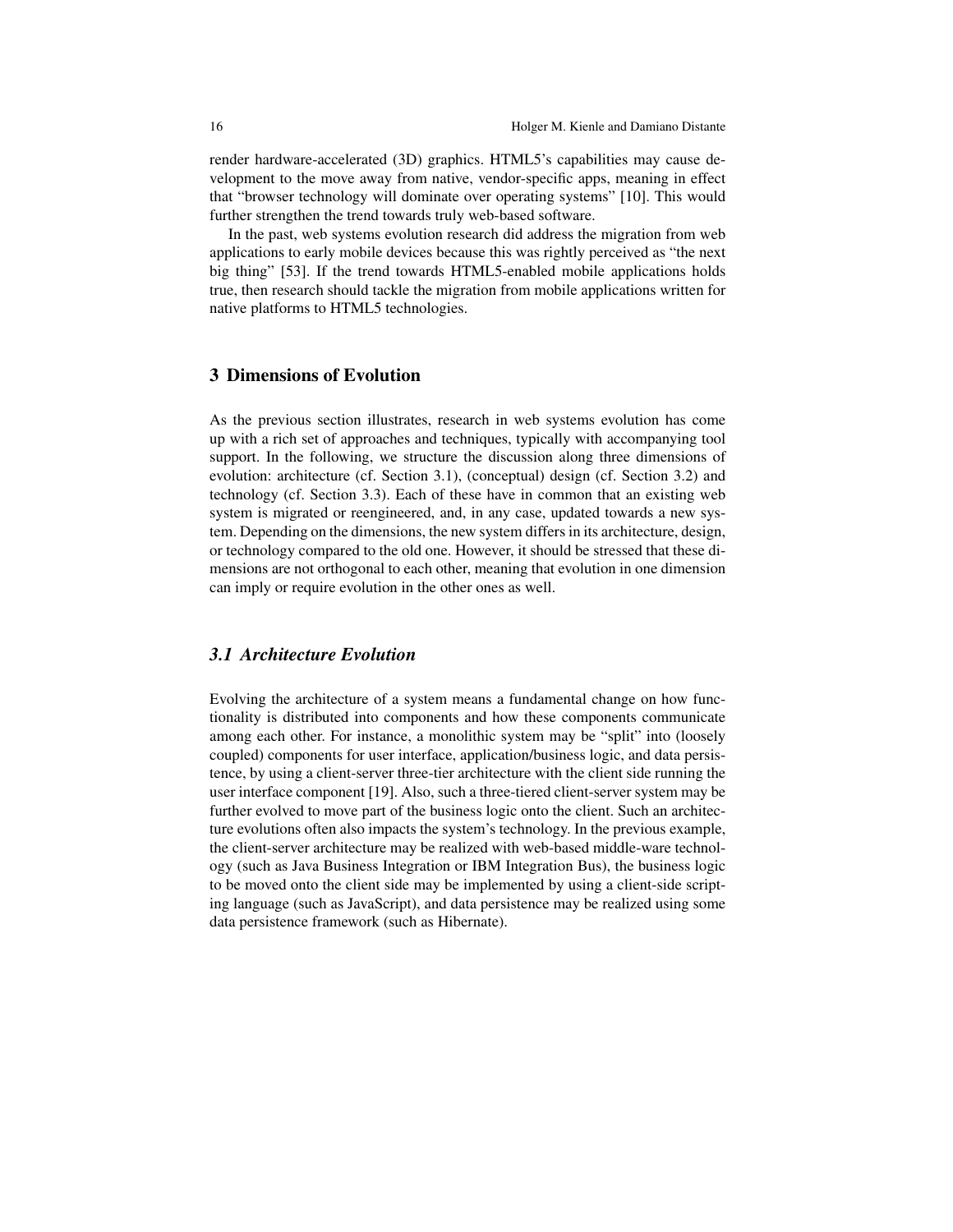render hardware-accelerated (3D) graphics. HTML5's capabilities may cause development to the move away from native, vendor-specific apps, meaning in effect that "browser technology will dominate over operating systems" [10]. This would further strengthen the trend towards truly web-based software.

In the past, web systems evolution research did address the migration from web applications to early mobile devices because this was rightly perceived as "the next big thing" [53]. If the trend towards HTML5-enabled mobile applications holds true, then research should tackle the migration from mobile applications written for native platforms to HTML5 technologies.

## 3 Dimensions of Evolution

As the previous section illustrates, research in web systems evolution has come up with a rich set of approaches and techniques, typically with accompanying tool support. In the following, we structure the discussion along three dimensions of evolution: architecture (cf. Section 3.1), (conceptual) design (cf. Section 3.2) and technology (cf. Section 3.3). Each of these have in common that an existing web system is migrated or reengineered, and, in any case, updated towards a new system. Depending on the dimensions, the new system differs in its architecture, design, or technology compared to the old one. However, it should be stressed that these dimensions are not orthogonal to each other, meaning that evolution in one dimension can imply or require evolution in the other ones as well.

### *3.1 Architecture Evolution*

Evolving the architecture of a system means a fundamental change on how functionality is distributed into components and how these components communicate among each other. For instance, a monolithic system may be "split" into (loosely coupled) components for user interface, application/business logic, and data persistence, by using a client-server three-tier architecture with the client side running the user interface component [19]. Also, such a three-tiered client-server system may be further evolved to move part of the business logic onto the client. Such an architecture evolutions often also impacts the system's technology. In the previous example, the client-server architecture may be realized with web-based middle-ware technology (such as Java Business Integration or IBM Integration Bus), the business logic to be moved onto the client side may be implemented by using a client-side scripting language (such as JavaScript), and data persistence may be realized using some data persistence framework (such as Hibernate).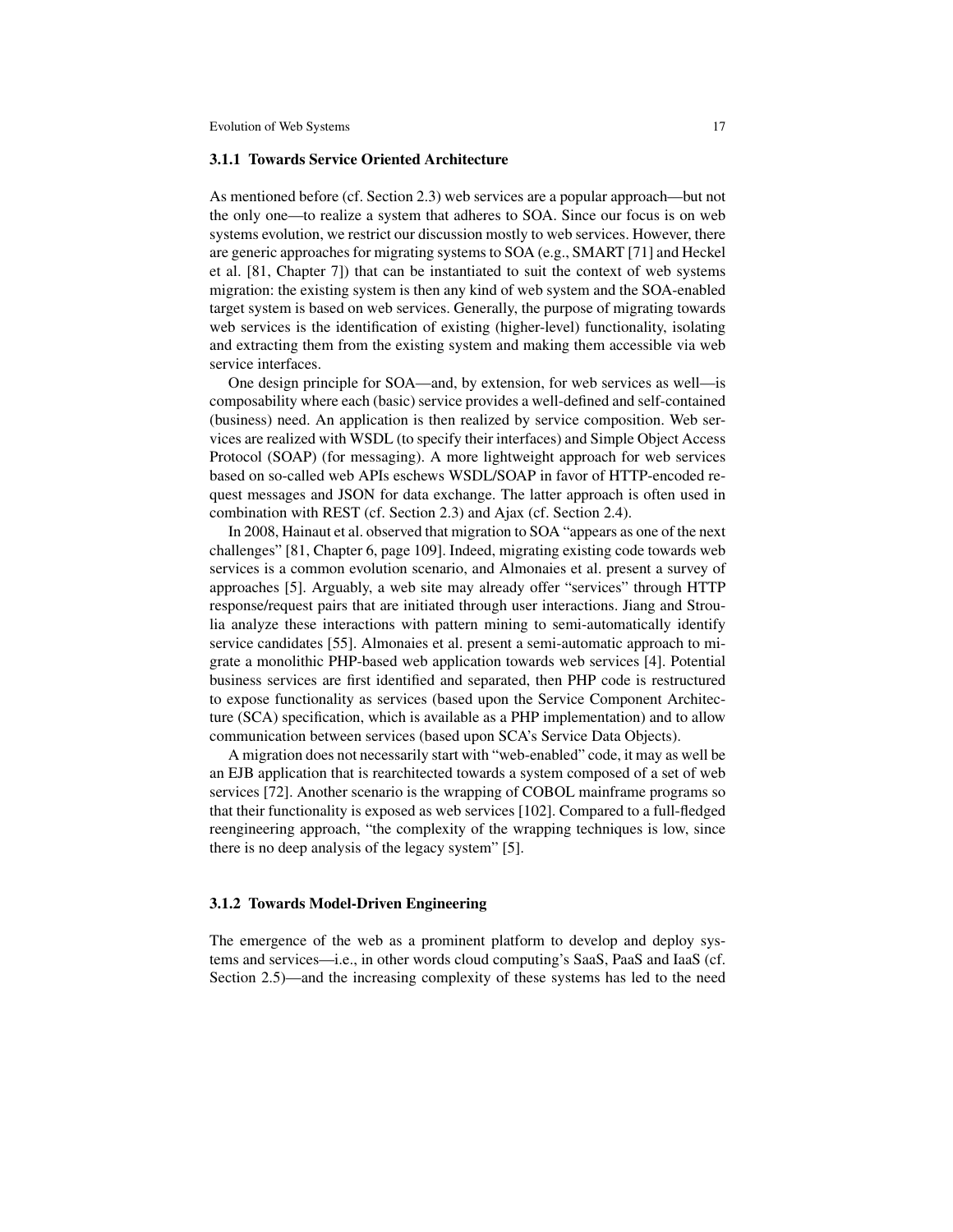### 3.1.1 Towards Service Oriented Architecture

As mentioned before (cf. Section 2.3) web services are a popular approach—but not the only one—to realize a system that adheres to SOA. Since our focus is on web systems evolution, we restrict our discussion mostly to web services. However, there are generic approaches for migrating systems to SOA (e.g., SMART [71] and Heckel et al. [81, Chapter 7]) that can be instantiated to suit the context of web systems migration: the existing system is then any kind of web system and the SOA-enabled target system is based on web services. Generally, the purpose of migrating towards web services is the identification of existing (higher-level) functionality, isolating and extracting them from the existing system and making them accessible via web service interfaces.

One design principle for SOA—and, by extension, for web services as well—is composability where each (basic) service provides a well-defined and self-contained (business) need. An application is then realized by service composition. Web services are realized with WSDL (to specify their interfaces) and Simple Object Access Protocol (SOAP) (for messaging). A more lightweight approach for web services based on so-called web APIs eschews WSDL/SOAP in favor of HTTP-encoded request messages and JSON for data exchange. The latter approach is often used in combination with REST (cf. Section 2.3) and Ajax (cf. Section 2.4).

In 2008, Hainaut et al. observed that migration to SOA "appears as one of the next challenges" [81, Chapter 6, page 109]. Indeed, migrating existing code towards web services is a common evolution scenario, and Almonaies et al. present a survey of approaches [5]. Arguably, a web site may already offer "services" through HTTP response/request pairs that are initiated through user interactions. Jiang and Stroulia analyze these interactions with pattern mining to semi-automatically identify service candidates [55]. Almonaies et al. present a semi-automatic approach to migrate a monolithic PHP-based web application towards web services [4]. Potential business services are first identified and separated, then PHP code is restructured to expose functionality as services (based upon the Service Component Architecture (SCA) specification, which is available as a PHP implementation) and to allow communication between services (based upon SCA's Service Data Objects).

A migration does not necessarily start with "web-enabled" code, it may as well be an EJB application that is rearchitected towards a system composed of a set of web services [72]. Another scenario is the wrapping of COBOL mainframe programs so that their functionality is exposed as web services [102]. Compared to a full-fledged reengineering approach, "the complexity of the wrapping techniques is low, since there is no deep analysis of the legacy system" [5].

### 3.1.2 Towards Model-Driven Engineering

The emergence of the web as a prominent platform to develop and deploy systems and services—i.e., in other words cloud computing's SaaS, PaaS and IaaS (cf. Section 2.5)—and the increasing complexity of these systems has led to the need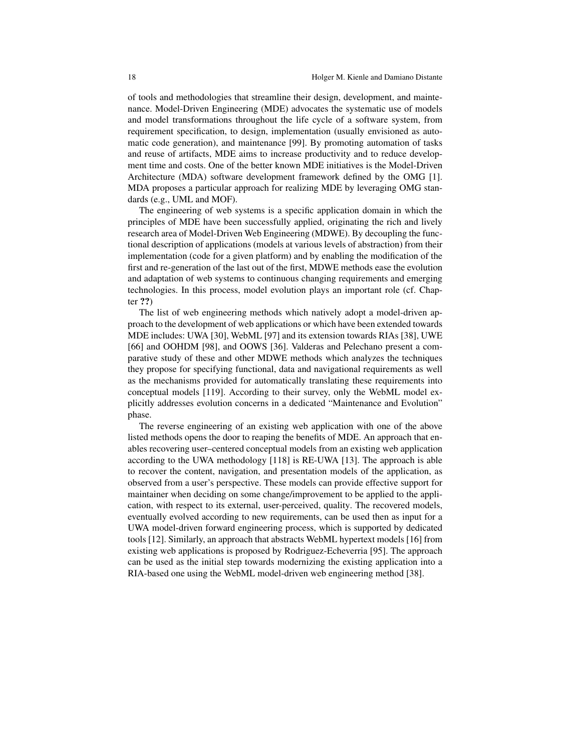of tools and methodologies that streamline their design, development, and maintenance. Model-Driven Engineering (MDE) advocates the systematic use of models and model transformations throughout the life cycle of a software system, from requirement specification, to design, implementation (usually envisioned as automatic code generation), and maintenance [99]. By promoting automation of tasks and reuse of artifacts, MDE aims to increase productivity and to reduce development time and costs. One of the better known MDE initiatives is the Model-Driven Architecture (MDA) software development framework defined by the OMG [1]. MDA proposes a particular approach for realizing MDE by leveraging OMG standards (e.g., UML and MOF).

The engineering of web systems is a specific application domain in which the principles of MDE have been successfully applied, originating the rich and lively research area of Model-Driven Web Engineering (MDWE). By decoupling the functional description of applications (models at various levels of abstraction) from their implementation (code for a given platform) and by enabling the modification of the first and re-generation of the last out of the first, MDWE methods ease the evolution and adaptation of web systems to continuous changing requirements and emerging technologies. In this process, model evolution plays an important role (cf. Chapter **??**)

The list of web engineering methods which natively adopt a model-driven approach to the development of web applications or which have been extended towards MDE includes: UWA [30], WebML [97] and its extension towards RIAs [38], UWE [66] and OOHDM [98], and OOWS [36]. Valderas and Pelechano present a comparative study of these and other MDWE methods which analyzes the techniques they propose for specifying functional, data and navigational requirements as well as the mechanisms provided for automatically translating these requirements into conceptual models [119]. According to their survey, only the WebML model explicitly addresses evolution concerns in a dedicated "Maintenance and Evolution" phase.

The reverse engineering of an existing web application with one of the above listed methods opens the door to reaping the benefits of MDE. An approach that enables recovering user–centered conceptual models from an existing web application according to the UWA methodology [118] is RE-UWA [13]. The approach is able to recover the content, navigation, and presentation models of the application, as observed from a user's perspective. These models can provide effective support for maintainer when deciding on some change/improvement to be applied to the application, with respect to its external, user-perceived, quality. The recovered models, eventually evolved according to new requirements, can be used then as input for a UWA model-driven forward engineering process, which is supported by dedicated tools [12]. Similarly, an approach that abstracts WebML hypertext models [16] from existing web applications is proposed by Rodriguez-Echeverria [95]. The approach can be used as the initial step towards modernizing the existing application into a RIA-based one using the WebML model-driven web engineering method [38].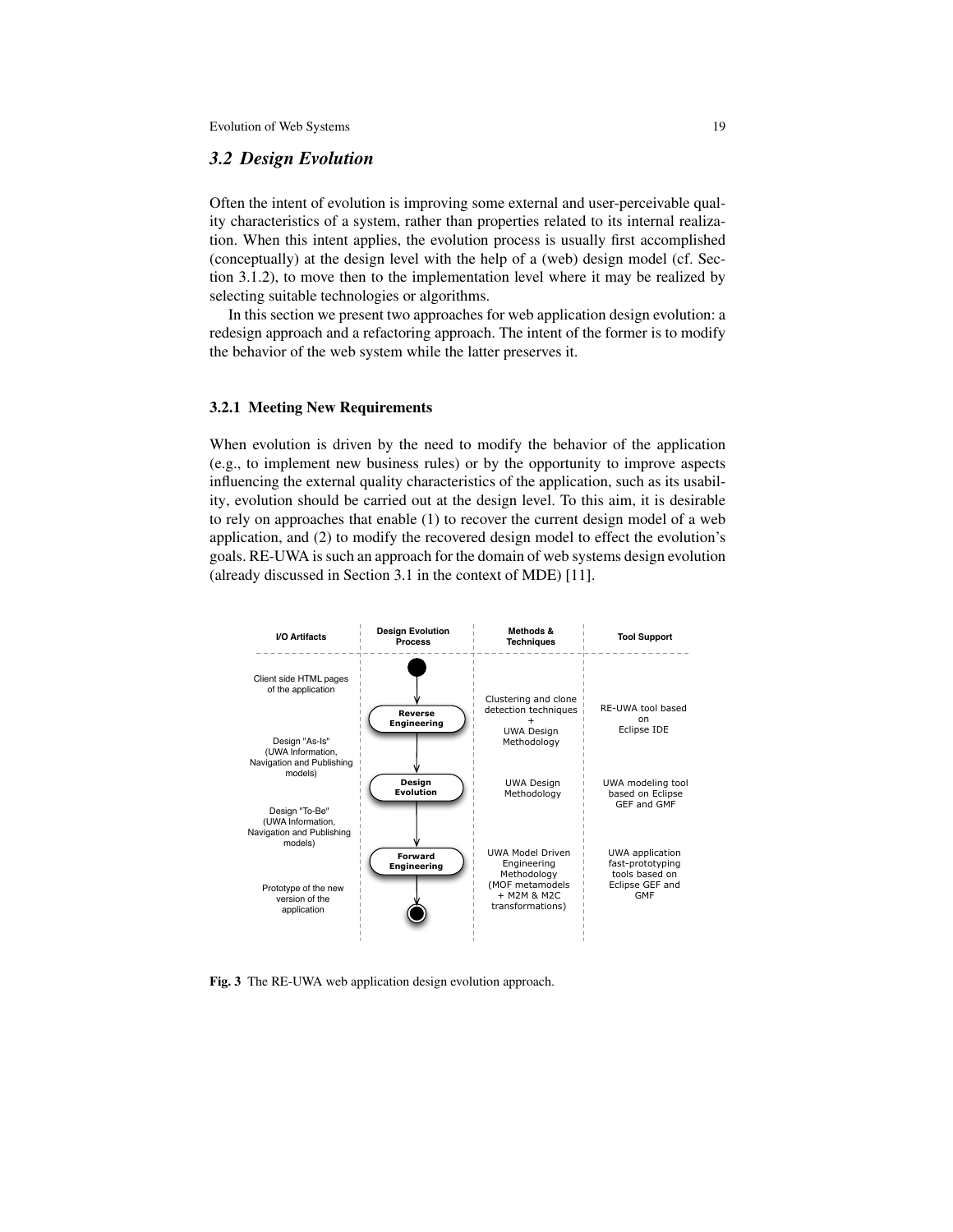### 3.2 Design Evolution

Often the intent of evolution is improving some external and user-perceivable quality characteristics of a system, rather than properties related to its internal realization. When this intent applies, the evolution process is usually first accomplished (conceptually) at the design level with the help of a (web) design model (cf. Section 3.1.2), to move then to the implementation level where it may be realized by selecting suitable technologies or algorithms.

In this section we present two approaches for web application design evolution: a redesign approach and a refactoring approach. The intent of the former is to modify the behavior of the web system while the latter preserves it.

#### 3.2.1 Meeting New Requirements

When evolution is driven by the need to modify the behavior of the application (e.g., to implement new business rules) or by the opportunity to improve aspects influencing the external quality characteristics of the application, such as its usability, evolution should be carried out at the design level. To this aim, it is desirable to rely on approaches that enable (1) to recover the current design model of a web application, and (2) to modify the recovered design model to effect the evolution's goals. RE-UWA is such an approach for the domain of web systems design evolution (already discussed in Section 3.1 in the context of MDE) [11].

| I/O Artifacts | Design Evolution Process | Methods & Techniques | Tool Support |
|---|---|---|---|
| Client side HTML pages of the application | Reverse Engineering | Clustering and clone detection techniques + UWA Design Methodology | RE-UWA tool based on Eclipse IDE |
| Design "As-Is" (UWA Information, Navigation and Publishing models) | Design Evolution | UWA Design Methodology | UWA modeling tool based on Eclipse GEF and GMF |
| Design "To-Be" (UWA Information, Navigation and Publishing models) | Forward Engineering | UWA Model Driven Engineering Methodology (MOF metamodels + M2M & M2C transformations) | UWA application fast-prototyping tools based on Eclipse GEF and GMF |
| Prototype of the new version of the application | | | |

**Fig. 3** The RE-UWA web application design evolution approach.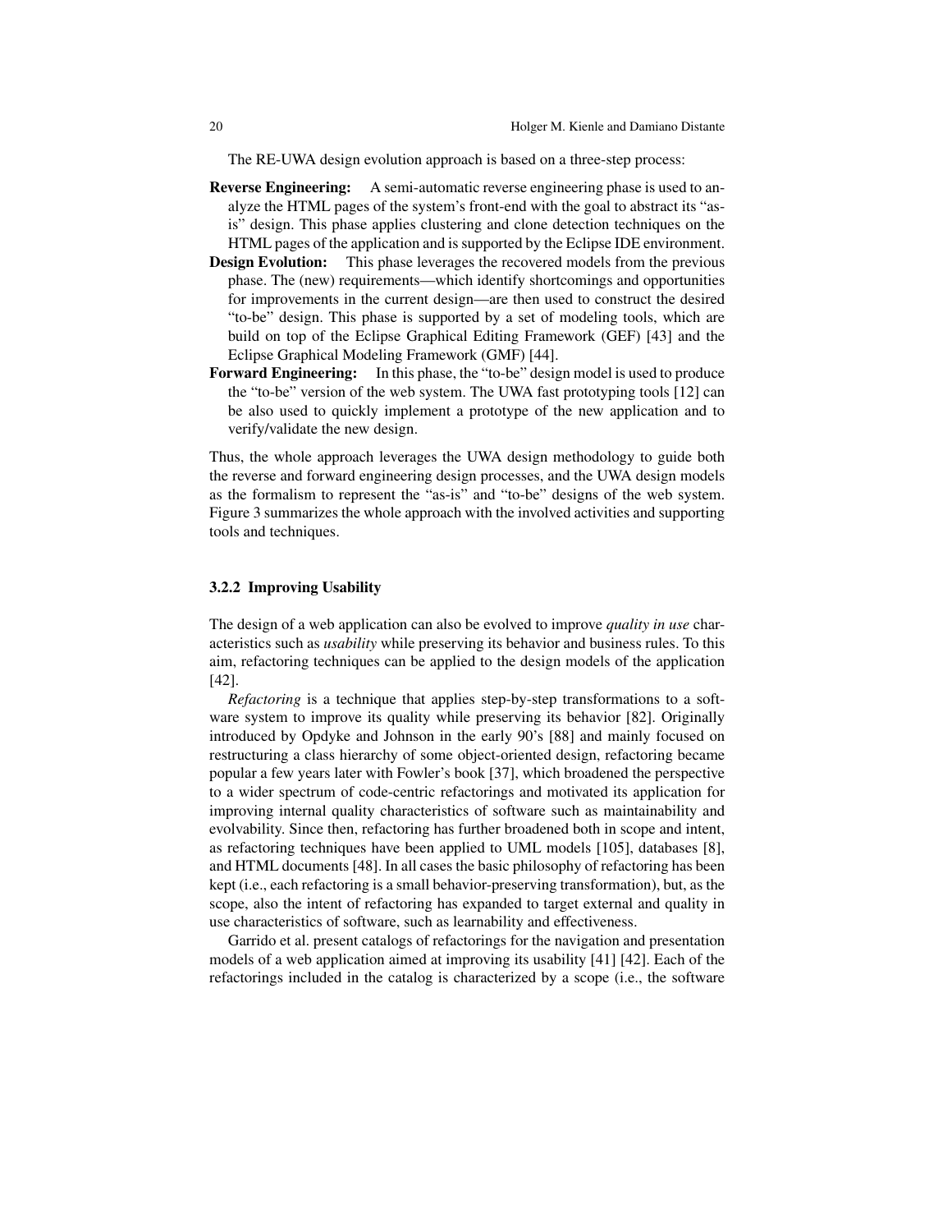The RE-UWA design evolution approach is based on a three-step process:

**Reverse Engineering:** A semi-automatic reverse engineering phase is used to analyze the HTML pages of the system's front-end with the goal to abstract its "as-is" design. This phase applies clustering and clone detection techniques on the HTML pages of the application and is supported by the Eclipse IDE environment.

**Design Evolution:** This phase leverages the recovered models from the previous phase. The (new) requirements—which identify shortcomings and opportunities for improvements in the current design—are then used to construct the desired "to-be" design. This phase is supported by a set of modeling tools, which are build on top of the Eclipse Graphical Editing Framework (GEF) [43] and the Eclipse Graphical Modeling Framework (GMF) [44].

**Forward Engineering:** In this phase, the "to-be" design model is used to produce the "to-be" version of the web system. The UWA fast prototyping tools [12] can be also used to quickly implement a prototype of the new application and to verify/validate the new design.

Thus, the whole approach leverages the UWA design methodology to guide both the reverse and forward engineering design processes, and the UWA design models as the formalism to represent the "as-is" and "to-be" designs of the web system. Figure 3 summarizes the whole approach with the involved activities and supporting tools and techniques.

### 3.2.2 Improving Usability

The design of a web application can also be evolved to improve *quality in use* characteristics such as *usability* while preserving its behavior and business rules. To this aim, refactoring techniques can be applied to the design models of the application [42].

*Refactoring* is a technique that applies step-by-step transformations to a software system to improve its quality while preserving its behavior [82]. Originally introduced by Opdyke and Johnson in the early 90's [88] and mainly focused on restructuring a class hierarchy of some object-oriented design, refactoring became popular a few years later with Fowler's book [37], which broadened the perspective to a wider spectrum of code-centric refactorings and motivated its application for improving internal quality characteristics of software such as maintainability and evolvability. Since then, refactoring has further broadened both in scope and intent, as refactoring techniques have been applied to UML models [105], databases [8], and HTML documents [48]. In all cases the basic philosophy of refactoring has been kept (i.e., each refactoring is a small behavior-preserving transformation), but, as the scope, also the intent of refactoring has expanded to target external and quality in use characteristics of software, such as learnability and effectiveness.

Garrido et al. present catalogs of refactorings for the navigation and presentation models of a web application aimed at improving its usability [41] [42]. Each of the refactorings included in the catalog is characterized by a scope (i.e., the software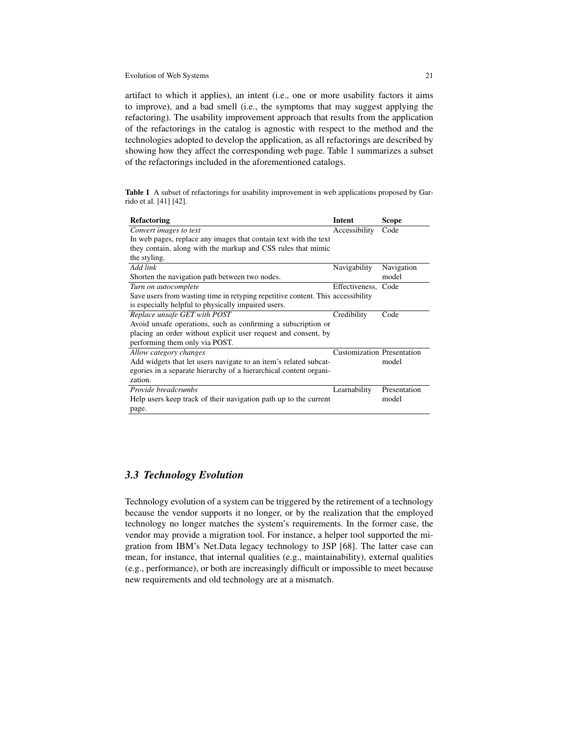artifact to which it applies), an intent (i.e., one or more usability factors it aims to improve), and a bad smell (i.e., the symptoms that may suggest applying the refactoring). The usability improvement approach that results from the application of the refactorings in the catalog is agnostic with respect to the method and the technologies adopted to develop the application, as all refactorings are described by showing how they affect the corresponding web page. Table 1 summarizes a subset of the refactorings included in the aforementioned catalogs.

**Table 1** A subset of refactorings for usability improvement in web applications proposed by Garrido et al. [41] [42].

| Refactoring | Intent | Scope |
|---|---|---|
| *Convert images to text*<br>In web pages, replace any images that contain text with the text they contain, along with the markup and CSS rules that mimic the styling. | Accessibility | Code |
| *Add link*<br>Shorten the navigation path between two nodes. | Navigability | Navigation model |
| *Turn on autocomplete*<br>Save users from wasting time in retyping repetitive content. This is especially helpful to physically impaired users. | Effectiveness, accessibility | Code |
| *Replace unsafe GET with POST*<br>Avoid unsafe operations, such as confirming a subscription or placing an order without explicit user request and consent, by performing them only via POST. | Credibility | Code |
| *Allow category changes*<br>Add widgets that let users navigate to an item's related subcategories in a separate hierarchy of a hierarchical content organization. | Customization | Presentation model |
| *Provide breadcrumbs*<br>Help users keep track of their navigation path up to the current page. | Learnability | Presentation model |

### *3.3 Technology Evolution*

Technology evolution of a system can be triggered by the retirement of a technology because the vendor supports it no longer, or by the realization that the employed technology no longer matches the system's requirements. In the former case, the vendor may provide a migration tool. For instance, a helper tool supported the migration from IBM's Net.Data legacy technology to JSP [68]. The latter case can mean, for instance, that internal qualities (e.g., maintainability), external qualities (e.g., performance), or both are increasingly difficult or impossible to meet because new requirements and old technology are at a mismatch.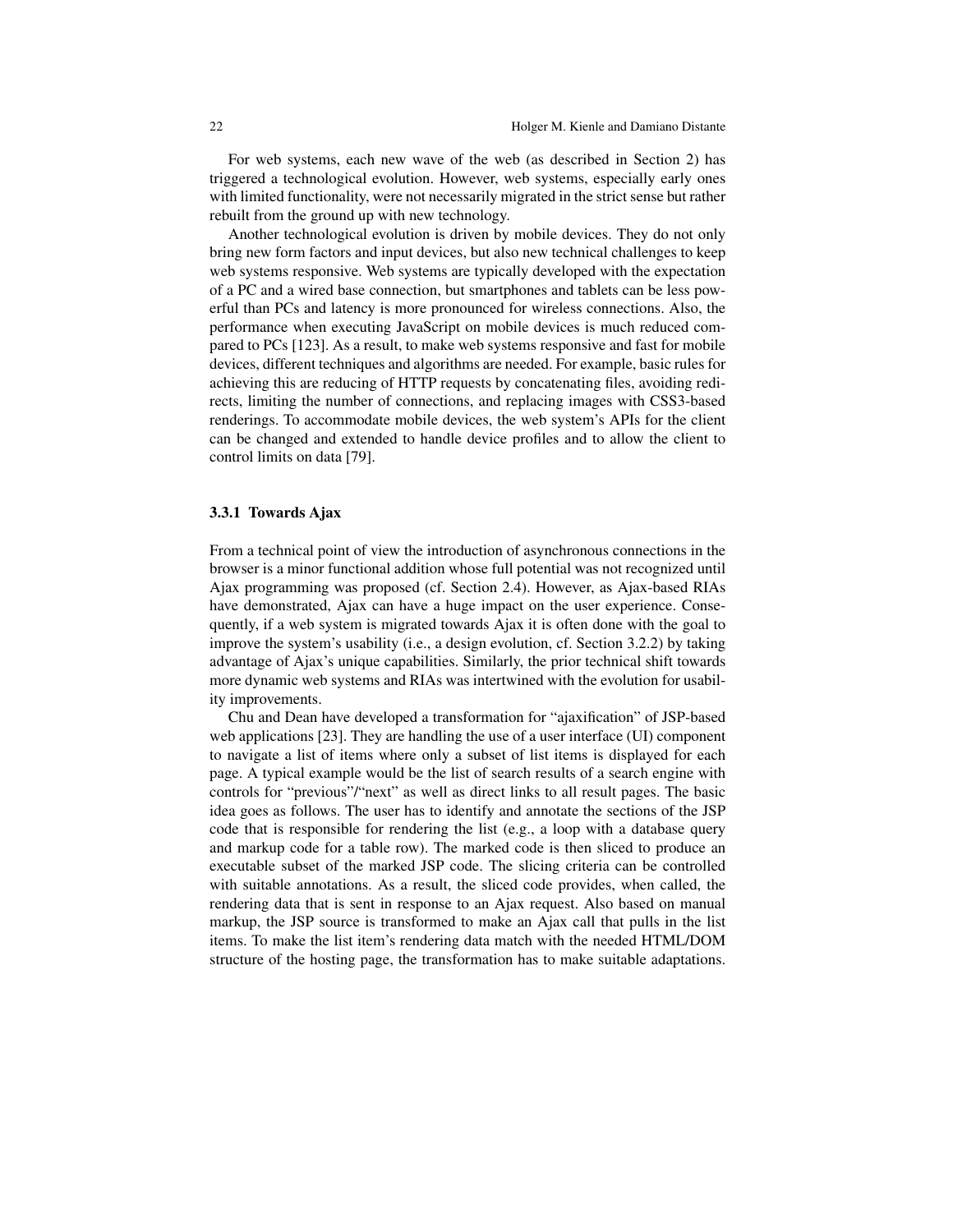For web systems, each new wave of the web (as described in Section 2) has triggered a technological evolution. However, web systems, especially early ones with limited functionality, were not necessarily migrated in the strict sense but rather rebuilt from the ground up with new technology.

Another technological evolution is driven by mobile devices. They do not only bring new form factors and input devices, but also new technical challenges to keep web systems responsive. Web systems are typically developed with the expectation of a PC and a wired base connection, but smartphones and tablets can be less powerful than PCs and latency is more pronounced for wireless connections. Also, the performance when executing JavaScript on mobile devices is much reduced compared to PCs [123]. As a result, to make web systems responsive and fast for mobile devices, different techniques and algorithms are needed. For example, basic rules for achieving this are reducing of HTTP requests by concatenating files, avoiding redirects, limiting the number of connections, and replacing images with CSS3-based renderings. To accommodate mobile devices, the web system's APIs for the client can be changed and extended to handle device profiles and to allow the client to control limits on data [79].

### 3.3.1 Towards Ajax

From a technical point of view the introduction of asynchronous connections in the browser is a minor functional addition whose full potential was not recognized until Ajax programming was proposed (cf. Section 2.4). However, as Ajax-based RIAs have demonstrated, Ajax can have a huge impact on the user experience. Consequently, if a web system is migrated towards Ajax it is often done with the goal to improve the system's usability (i.e., a design evolution, cf. Section 3.2.2) by taking advantage of Ajax's unique capabilities. Similarly, the prior technical shift towards more dynamic web systems and RIAs was intertwined with the evolution for usability improvements.

Chu and Dean have developed a transformation for "ajaxification" of JSP-based web applications [23]. They are handling the use of a user interface (UI) component to navigate a list of items where only a subset of list items is displayed for each page. A typical example would be the list of search results of a search engine with controls for "previous"/"next" as well as direct links to all result pages. The basic idea goes as follows. The user has to identify and annotate the sections of the JSP code that is responsible for rendering the list (e.g., a loop with a database query and markup code for a table row). The marked code is then sliced to produce an executable subset of the marked JSP code. The slicing criteria can be controlled with suitable annotations. As a result, the sliced code provides, when called, the rendering data that is sent in response to an Ajax request. Also based on manual markup, the JSP source is transformed to make an Ajax call that pulls in the list items. To make the list item's rendering data match with the needed HTML/DOM structure of the hosting page, the transformation has to make suitable adaptations.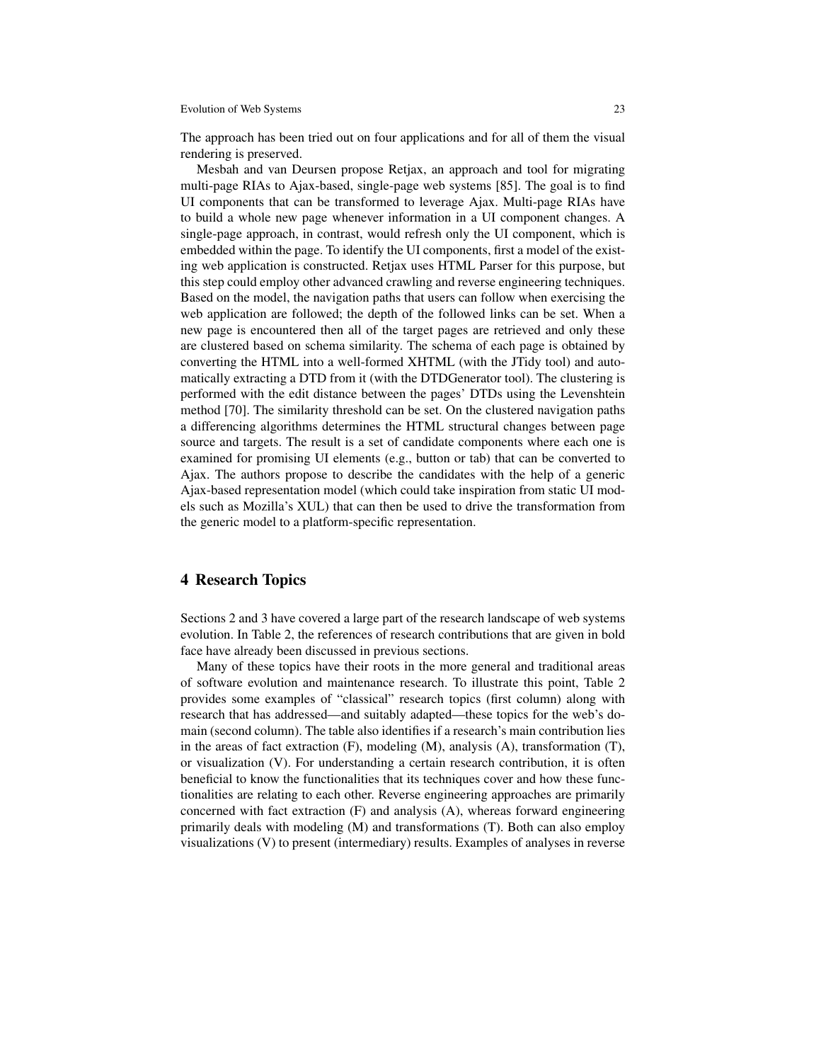The approach has been tried out on four applications and for all of them the visual rendering is preserved.

Mesbah and van Deursen propose Retjax, an approach and tool for migrating multi-page RIAs to Ajax-based, single-page web systems [85]. The goal is to find UI components that can be transformed to leverage Ajax. Multi-page RIAs have to build a whole new page whenever information in a UI component changes. A single-page approach, in contrast, would refresh only the UI component, which is embedded within the page. To identify the UI components, first a model of the existing web application is constructed. Retjax uses HTML Parser for this purpose, but this step could employ other advanced crawling and reverse engineering techniques. Based on the model, the navigation paths that users can follow when exercising the web application are followed; the depth of the followed links can be set. When a new page is encountered then all of the target pages are retrieved and only these are clustered based on schema similarity. The schema of each page is obtained by converting the HTML into a well-formed XHTML (with the JTidy tool) and automatically extracting a DTD from it (with the DTDGenerator tool). The clustering is performed with the edit distance between the pages' DTDs using the Levenshtein method [70]. The similarity threshold can be set. On the clustered navigation paths a differencing algorithms determines the HTML structural changes between page source and targets. The result is a set of candidate components where each one is examined for promising UI elements (e.g., button or tab) that can be converted to Ajax. The authors propose to describe the candidates with the help of a generic Ajax-based representation model (which could take inspiration from static UI models such as Mozilla's XUL) that can then be used to drive the transformation from the generic model to a platform-specific representation.

## 4 Research Topics

Sections 2 and 3 have covered a large part of the research landscape of web systems evolution. In Table 2, the references of research contributions that are given in bold face have already been discussed in previous sections.

Many of these topics have their roots in the more general and traditional areas of software evolution and maintenance research. To illustrate this point, Table 2 provides some examples of "classical" research topics (first column) along with research that has addressed—and suitably adapted—these topics for the web's domain (second column). The table also identifies if a research's main contribution lies in the areas of fact extraction (F), modeling (M), analysis (A), transformation (T), or visualization (V). For understanding a certain research contribution, it is often beneficial to know the functionalities that its techniques cover and how these functionalities are relating to each other. Reverse engineering approaches are primarily concerned with fact extraction (F) and analysis (A), whereas forward engineering primarily deals with modeling (M) and transformations (T). Both can also employ visualizations (V) to present (intermediary) results. Examples of analyses in reverse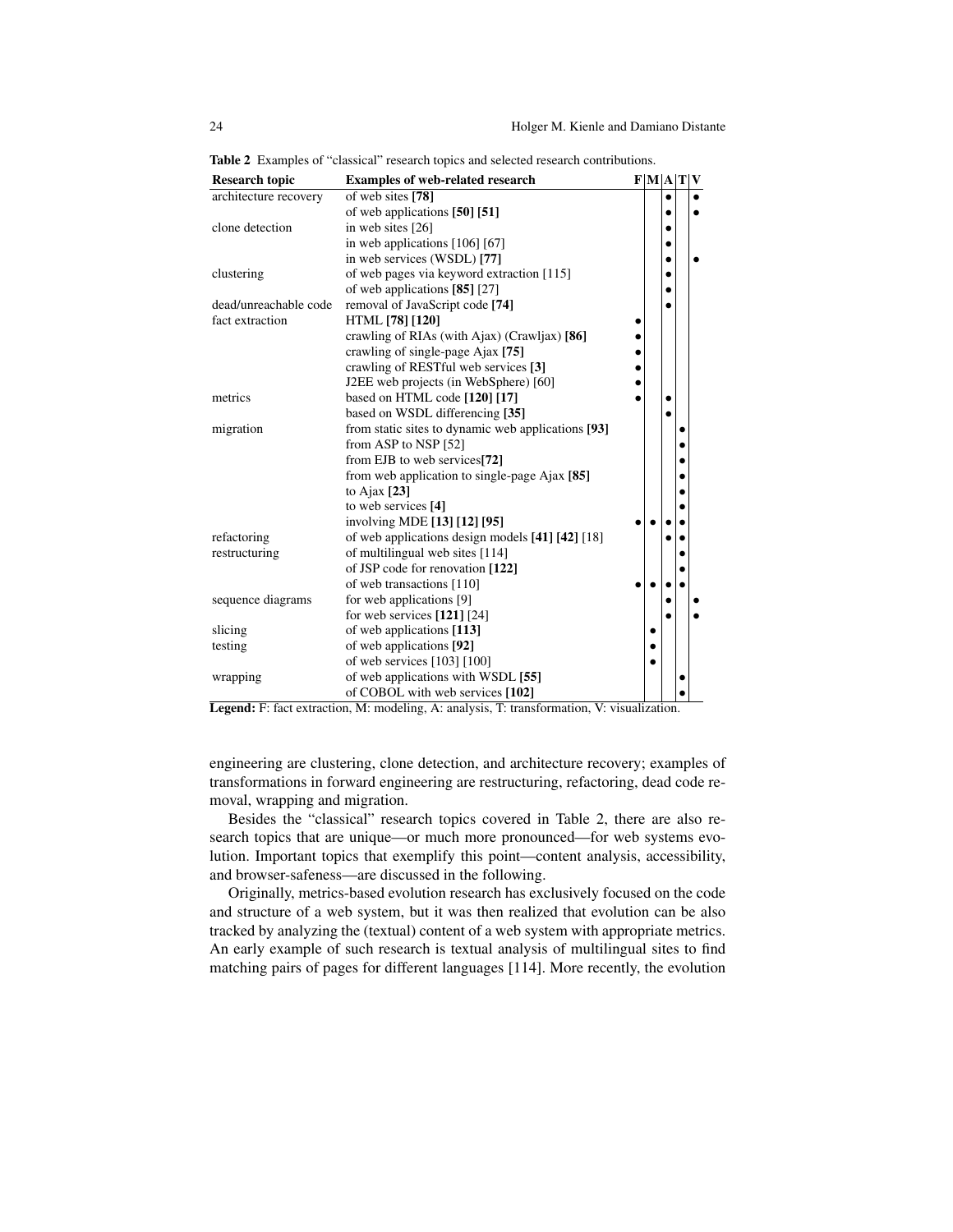**Table 2** Examples of "classical" research topics and selected research contributions.

| Research topic | Examples of web-related research | F | M | A | T | V |
|---|---|---|---|---|---|---|
| architecture recovery | of web sites **[78]** | | | • | | • |
| | of web applications **[50] [51]** | | | • | | • |
| clone detection | in web sites [26] | | | • | | |
| | in web applications [106] [67] | | | • | | |
| | in web services (WSDL) **[77]** | | | • | | • |
| clustering | of web pages via keyword extraction [115] | | | • | | |
| | of web applications **[85]** [27] | | | • | | |
| dead/unreachable code | removal of JavaScript code **[74]** | | | • | | |
| fact extraction | HTML **[78] [120]** | • | | | | |
| | crawling of RIAs (with Ajax) (Crawljax) **[86]** | • | | | | |
| | crawling of single-page Ajax **[75]** | • | | | | |
| | crawling of RESTful web services **[3]** | • | | | | |
| | J2EE web projects (in WebSphere) [60] | • | | | | |
| metrics | based on HTML code **[120]** [17] | • | | • | | |
| | based on WSDL differencing **[35]** | | | • | | |
| migration | from static sites to dynamic web applications **[93]** | | | | • | |
| | from ASP to NSP [52] | | | | • | |
| | from EJB to web services**[72]** | | | | • | |
| | from web application to single-page Ajax **[85]** | | | | • | |
| | to Ajax **[23]** | | | | • | |
| | to web services **[4]** | | | | • | |
| | involving MDE **[13] [12] [95]** | • | • | • | • | |
| refactoring | of web applications design models **[41] [42]** [18] | | | • | • | |
| restructuring | of multilingual web sites [114] | | | | • | |
| | of JSP code for renovation **[122]** | | | | • | |
| | of web transactions [110] | • | • | • | • | |
| sequence diagrams | for web applications [9] | | | • | | • |
| | for web services **[121]** [24] | | | • | | • |
| slicing | of web applications **[113]** | | • | | | |
| testing | of web applications **[92]** | | • | | | |
| | of web services [103] [100] | | • | | | |
| wrapping | of web applications with WSDL **[55]** | | | | • | |
| | of COBOL with web services **[102]** | | | | • | |

**Legend:** F: fact extraction, M: modeling, A: analysis, T: transformation, V: visualization.

engineering are clustering, clone detection, and architecture recovery; examples of transformations in forward engineering are restructuring, refactoring, dead code removal, wrapping and migration.

Besides the "classical" research topics covered in Table 2, there are also research topics that are unique—or much more pronounced—for web systems evolution. Important topics that exemplify this point—content analysis, accessibility, and browser-safeness—are discussed in the following.

Originally, metrics-based evolution research has exclusively focused on the code and structure of a web system, but it was then realized that evolution can be also tracked by analyzing the (textual) content of a web system with appropriate metrics. An early example of such research is textual analysis of multilingual sites to find matching pairs of pages for different languages [114]. More recently, the evolution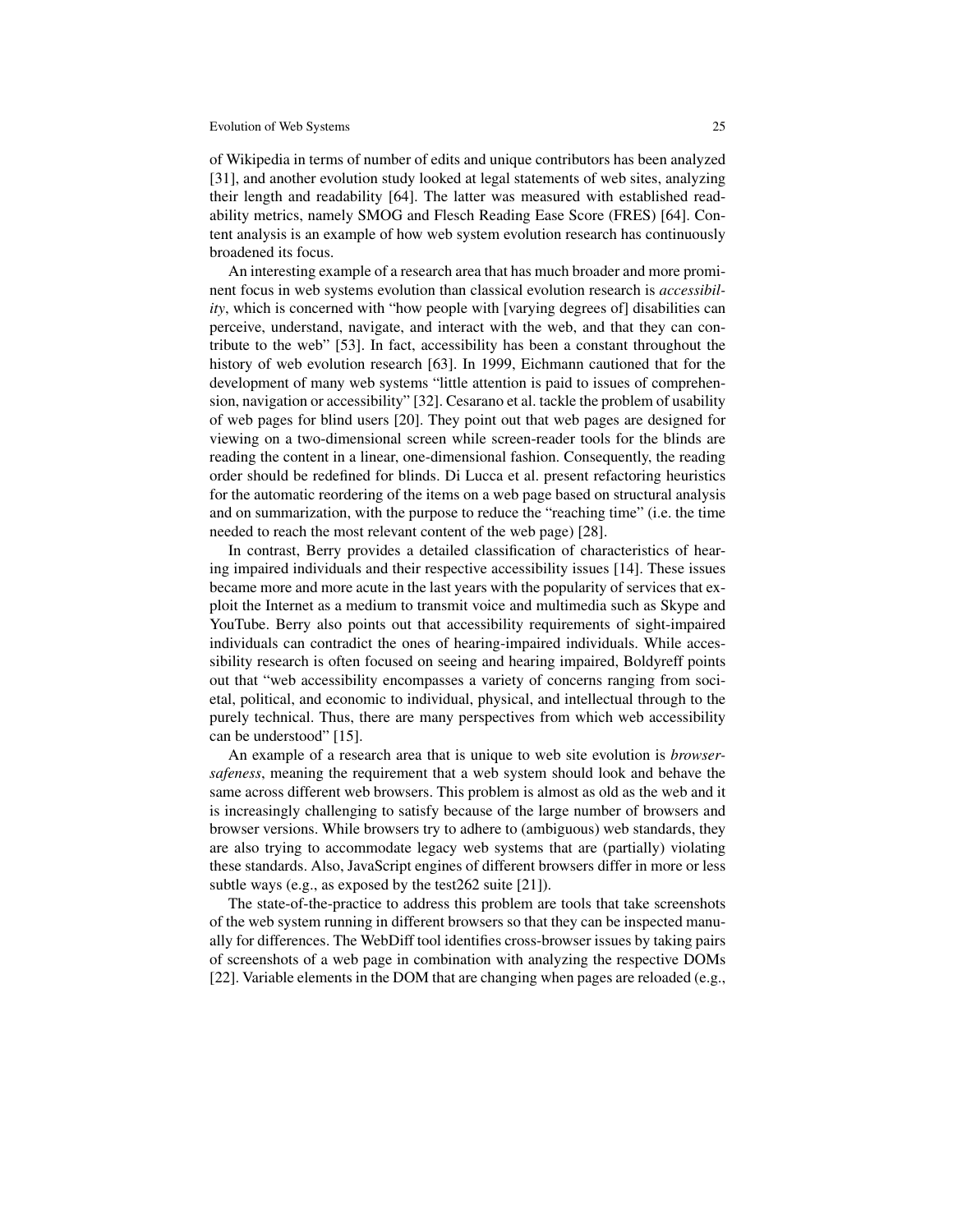of Wikipedia in terms of number of edits and unique contributors has been analyzed [31], and another evolution study looked at legal statements of web sites, analyzing their length and readability [64]. The latter was measured with established readability metrics, namely SMOG and Flesch Reading Ease Score (FRES) [64]. Content analysis is an example of how web system evolution research has continuously broadened its focus.

An interesting example of a research area that has much broader and more prominent focus in web systems evolution than classical evolution research is *accessibility*, which is concerned with "how people with [varying degrees of] disabilities can perceive, understand, navigate, and interact with the web, and that they can contribute to the web" [53]. In fact, accessibility has been a constant throughout the history of web evolution research [63]. In 1999, Eichmann cautioned that for the development of many web systems "little attention is paid to issues of comprehension, navigation or accessibility" [32]. Cesarano et al. tackle the problem of usability of web pages for blind users [20]. They point out that web pages are designed for viewing on a two-dimensional screen while screen-reader tools for the blinds are reading the content in a linear, one-dimensional fashion. Consequently, the reading order should be redefined for blinds. Di Lucca et al. present refactoring heuristics for the automatic reordering of the items on a web page based on structural analysis and on summarization, with the purpose to reduce the "reaching time" (i.e. the time needed to reach the most relevant content of the web page) [28].

In contrast, Berry provides a detailed classification of characteristics of hearing impaired individuals and their respective accessibility issues [14]. These issues became more and more acute in the last years with the popularity of services that exploit the Internet as a medium to transmit voice and multimedia such as Skype and YouTube. Berry also points out that accessibility requirements of sight-impaired individuals can contradict the ones of hearing-impaired individuals. While accessibility research is often focused on seeing and hearing impaired, Boldyreff points out that "web accessibility encompasses a variety of concerns ranging from societal, political, and economic to individual, physical, and intellectual through to the purely technical. Thus, there are many perspectives from which web accessibility can be understood" [15].

An example of a research area that is unique to web site evolution is *browser-safeness*, meaning the requirement that a web system should look and behave the same across different web browsers. This problem is almost as old as the web and it is increasingly challenging to satisfy because of the large number of browsers and browser versions. While browsers try to adhere to (ambiguous) web standards, they are also trying to accommodate legacy web systems that are (partially) violating these standards. Also, JavaScript engines of different browsers differ in more or less subtle ways (e.g., as exposed by the test262 suite [21]).

The state-of-the-practice to address this problem are tools that take screenshots of the web system running in different browsers so that they can be inspected manually for differences. The WebDiff tool identifies cross-browser issues by taking pairs of screenshots of a web page in combination with analyzing the respective DOMs [22]. Variable elements in the DOM that are changing when pages are reloaded (e.g.,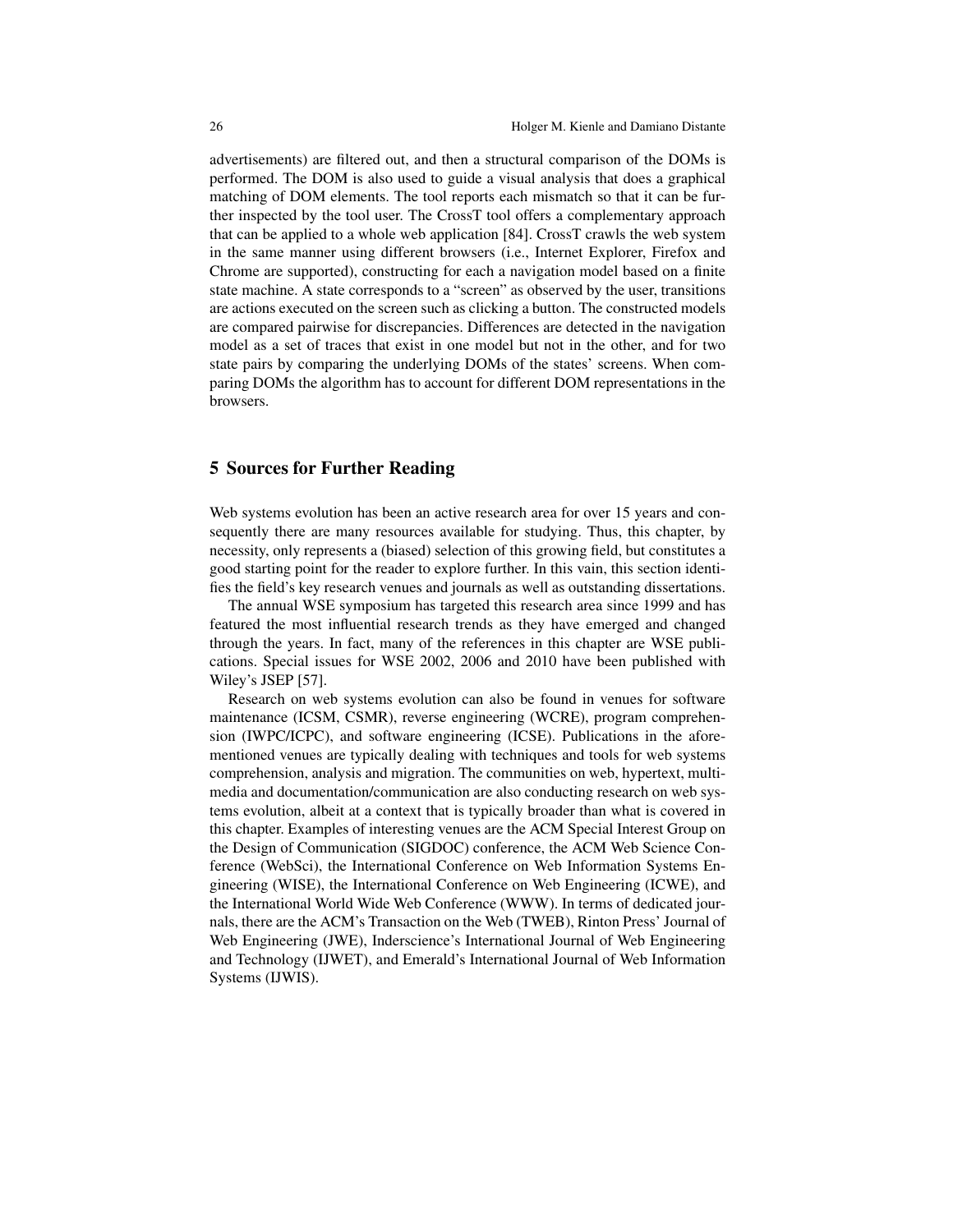advertisements) are filtered out, and then a structural comparison of the DOMs is performed. The DOM is also used to guide a visual analysis that does a graphical matching of DOM elements. The tool reports each mismatch so that it can be further inspected by the tool user. The CrossT tool offers a complementary approach that can be applied to a whole web application [84]. CrossT crawls the web system in the same manner using different browsers (i.e., Internet Explorer, Firefox and Chrome are supported), constructing for each a navigation model based on a finite state machine. A state corresponds to a "screen" as observed by the user, transitions are actions executed on the screen such as clicking a button. The constructed models are compared pairwise for discrepancies. Differences are detected in the navigation model as a set of traces that exist in one model but not in the other, and for two state pairs by comparing the underlying DOMs of the states' screens. When comparing DOMs the algorithm has to account for different DOM representations in the browsers.

## 5 Sources for Further Reading

Web systems evolution has been an active research area for over 15 years and consequently there are many resources available for studying. Thus, this chapter, by necessity, only represents a (biased) selection of this growing field, but constitutes a good starting point for the reader to explore further. In this vain, this section identifies the field's key research venues and journals as well as outstanding dissertations.

The annual WSE symposium has targeted this research area since 1999 and has featured the most influential research trends as they have emerged and changed through the years. In fact, many of the references in this chapter are WSE publications. Special issues for WSE 2002, 2006 and 2010 have been published with Wiley's JSEP [57].

Research on web systems evolution can also be found in venues for software maintenance (ICSM, CSMR), reverse engineering (WCRE), program comprehension (IWPC/ICPC), and software engineering (ICSE). Publications in the aforementioned venues are typically dealing with techniques and tools for web systems comprehension, analysis and migration. The communities on web, hypertext, multimedia and documentation/communication are also conducting research on web systems evolution, albeit at a context that is typically broader than what is covered in this chapter. Examples of interesting venues are the ACM Special Interest Group on the Design of Communication (SIGDOC) conference, the ACM Web Science Conference (WebSci), the International Conference on Web Information Systems Engineering (WISE), the International Conference on Web Engineering (ICWE), and the International World Wide Web Conference (WWW). In terms of dedicated journals, there are the ACM's Transaction on the Web (TWEB), Rinton Press' Journal of Web Engineering (JWE), Inderscience's International Journal of Web Engineering and Technology (IJWET), and Emerald's International Journal of Web Information Systems (IJWIS).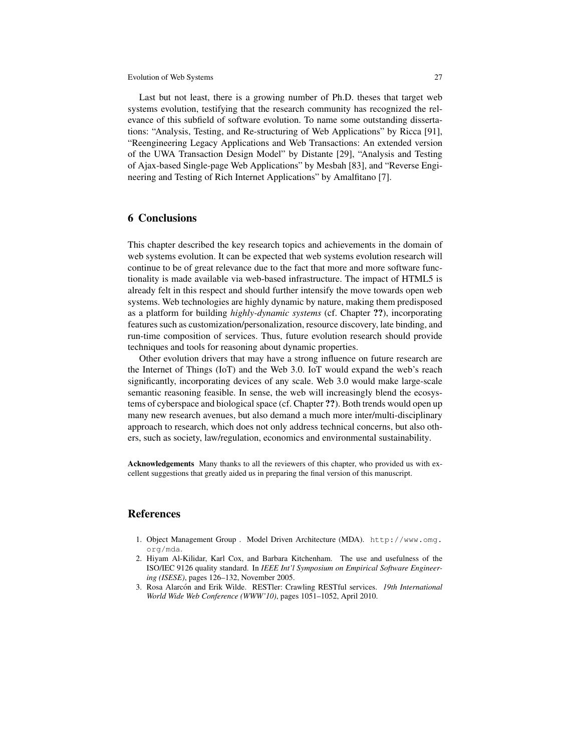Last but not least, there is a growing number of Ph.D. theses that target web systems evolution, testifying that the research community has recognized the relevance of this subfield of software evolution. To name some outstanding dissertations: "Analysis, Testing, and Re-structuring of Web Applications" by Ricca [91], "Reengineering Legacy Applications and Web Transactions: An extended version of the UWA Transaction Design Model" by Distante [29], "Analysis and Testing of Ajax-based Single-page Web Applications" by Mesbah [83], and "Reverse Engineering and Testing of Rich Internet Applications" by Amalfitano [7].

## 6 Conclusions

This chapter described the key research topics and achievements in the domain of web systems evolution. It can be expected that web systems evolution research will continue to be of great relevance due to the fact that more and more software functionality is made available via web-based infrastructure. The impact of HTML5 is already felt in this respect and should further intensify the move towards open web systems. Web technologies are highly dynamic by nature, making them predisposed as a platform for building *highly-dynamic systems* (cf. Chapter **??**), incorporating features such as customization/personalization, resource discovery, late binding, and run-time composition of services. Thus, future evolution research should provide techniques and tools for reasoning about dynamic properties.

Other evolution drivers that may have a strong influence on future research are the Internet of Things (IoT) and the Web 3.0. IoT would expand the web's reach significantly, incorporating devices of any scale. Web 3.0 would make large-scale semantic reasoning feasible. In sense, the web will increasingly blend the ecosystems of cyberspace and biological space (cf. Chapter **??**). Both trends would open up many new research avenues, but also demand a much more inter/multi-disciplinary approach to research, which does not only address technical concerns, but also others, such as society, law/regulation, economics and environmental sustainability.

**Acknowledgements** Many thanks to all the reviewers of this chapter, who provided us with excellent suggestions that greatly aided us in preparing the final version of this manuscript.

## References

1. Object Management Group . Model Driven Architecture (MDA). `http://www.omg.org/mda`.
2. Hiyam Al-Kilidar, Karl Cox, and Barbara Kitchenham. The use and usefulness of the ISO/IEC 9126 quality standard. In *IEEE Int'l Symposium on Empirical Software Engineering (ISESE)*, pages 126–132, November 2005.
3. Rosa Alarcón and Erik Wilde. RESTler: Crawling RESTful services. *19th International World Wide Web Conference (WWW'10)*, pages 1051–1052, April 2010.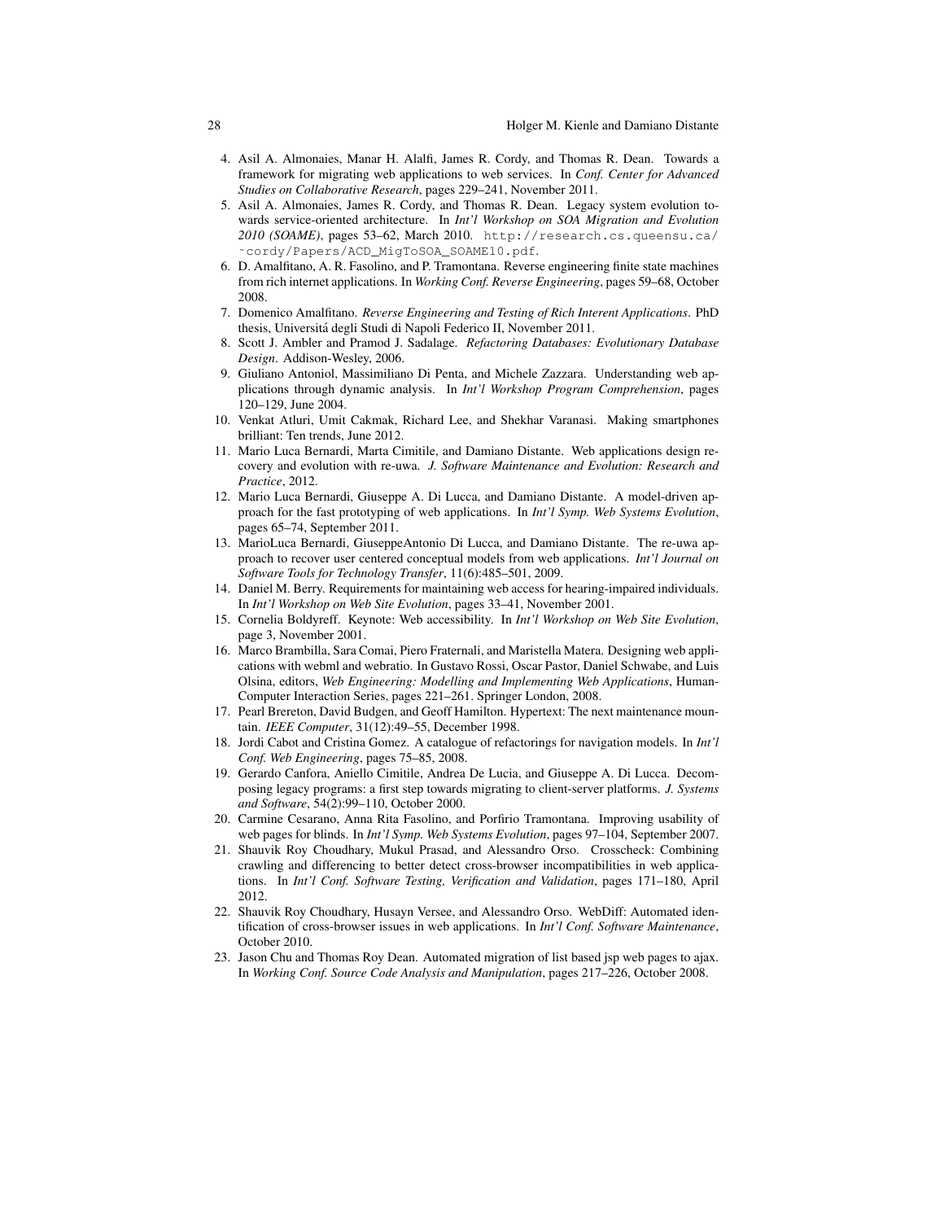4. Asil A. Almonaies, Manar H. Alalfi, James R. Cordy, and Thomas R. Dean. Towards a framework for migrating web applications to web services. In *Conf. Center for Advanced Studies on Collaborative Research*, pages 229–241, November 2011.
5. Asil A. Almonaies, James R. Cordy, and Thomas R. Dean. Legacy system evolution towards service-oriented architecture. In *Int'l Workshop on SOA Migration and Evolution 2010 (SOAME)*, pages 53–62, March 2010. `http://research.cs.queensu.ca/~cordy/Papers/ACD_MigToSOA_SOAME10.pdf`.
6. D. Amalfitano, A. R. Fasolino, and P. Tramontana. Reverse engineering finite state machines from rich internet applications. In *Working Conf. Reverse Engineering*, pages 59–68, October 2008.
7. Domenico Amalfitano. *Reverse Engineering and Testing of Rich Interent Applications*. PhD thesis, Universitá degli Studi di Napoli Federico II, November 2011.
8. Scott J. Ambler and Pramod J. Sadalage. *Refactoring Databases: Evolutionary Database Design*. Addison-Wesley, 2006.
9. Giuliano Antoniol, Massimiliano Di Penta, and Michele Zazzara. Understanding web applications through dynamic analysis. In *Int'l Workshop Program Comprehension*, pages 120–129, June 2004.
10. Venkat Atluri, Umit Cakmak, Richard Lee, and Shekhar Varanasi. Making smartphones brilliant: Ten trends, June 2012.
11. Mario Luca Bernardi, Marta Cimitile, and Damiano Distante. Web applications design recovery and evolution with re-uwa. *J. Software Maintenance and Evolution: Research and Practice*, 2012.
12. Mario Luca Bernardi, Giuseppe A. Di Lucca, and Damiano Distante. A model-driven approach for the fast prototyping of web applications. In *Int'l Symp. Web Systems Evolution*, pages 65–74, September 2011.
13. MarioLuca Bernardi, GiuseppeAntonio Di Lucca, and Damiano Distante. The re-uwa approach to recover user centered conceptual models from web applications. *Int'l Journal on Software Tools for Technology Transfer*, 11(6):485–501, 2009.
14. Daniel M. Berry. Requirements for maintaining web access for hearing-impaired individuals. In *Int'l Workshop on Web Site Evolution*, pages 33–41, November 2001.
15. Cornelia Boldyreff. Keynote: Web accessibility. In *Int'l Workshop on Web Site Evolution*, page 3, November 2001.
16. Marco Brambilla, Sara Comai, Piero Fraternali, and Maristella Matera. Designing web applications with webml and webratio. In Gustavo Rossi, Oscar Pastor, Daniel Schwabe, and Luis Olsina, editors, *Web Engineering: Modelling and Implementing Web Applications*, Human-Computer Interaction Series, pages 221–261. Springer London, 2008.
17. Pearl Brereton, David Budgen, and Geoff Hamilton. Hypertext: The next maintenance mountain. *IEEE Computer*, 31(12):49–55, December 1998.
18. Jordi Cabot and Cristina Gomez. A catalogue of refactorings for navigation models. In *Int'l Conf. Web Engineering*, pages 75–85, 2008.
19. Gerardo Canfora, Aniello Cimitile, Andrea De Lucia, and Giuseppe A. Di Lucca. Decomposing legacy programs: a first step towards migrating to client-server platforms. *J. Systems and Software*, 54(2):99–110, October 2000.
20. Carmine Cesarano, Anna Rita Fasolino, and Porfirio Tramontana. Improving usability of web pages for blinds. In *Int'l Symp. Web Systems Evolution*, pages 97–104, September 2007.
21. Shauvik Roy Choudhary, Mukul Prasad, and Alessandro Orso. Crosscheck: Combining crawling and differencing to better detect cross-browser incompatibilities in web applications. In *Int'l Conf. Software Testing, Verification and Validation*, pages 171–180, April 2012.
22. Shauvik Roy Choudhary, Husayn Versee, and Alessandro Orso. WebDiff: Automated identification of cross-browser issues in web applications. In *Int'l Conf. Software Maintenance*, October 2010.
23. Jason Chu and Thomas Roy Dean. Automated migration of list based jsp web pages to ajax. In *Working Conf. Source Code Analysis and Manipulation*, pages 217–226, October 2008.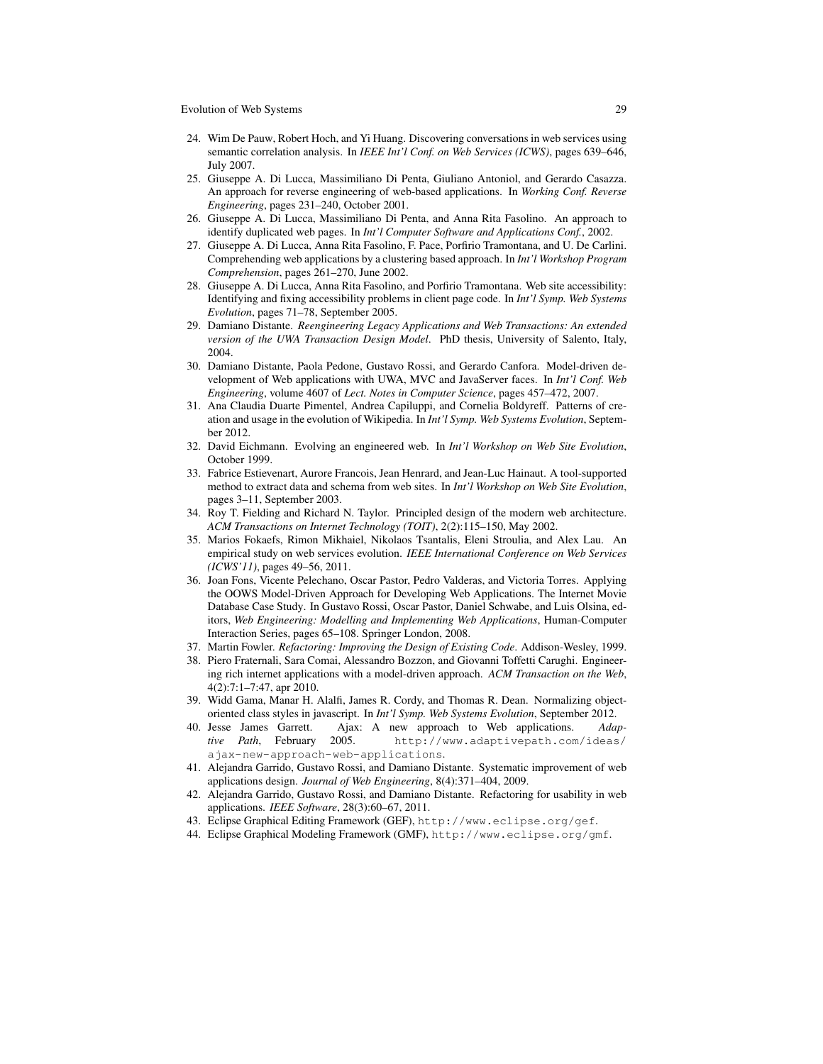24. Wim De Pauw, Robert Hoch, and Yi Huang. Discovering conversations in web services using semantic correlation analysis. In *IEEE Int'l Conf. on Web Services (ICWS)*, pages 639–646, July 2007.
25. Giuseppe A. Di Lucca, Massimiliano Di Penta, Giuliano Antoniol, and Gerardo Casazza. An approach for reverse engineering of web-based applications. In *Working Conf. Reverse Engineering*, pages 231–240, October 2001.
26. Giuseppe A. Di Lucca, Massimiliano Di Penta, and Anna Rita Fasolino. An approach to identify duplicated web pages. In *Int'l Computer Software and Applications Conf.*, 2002.
27. Giuseppe A. Di Lucca, Anna Rita Fasolino, F. Pace, Porfirio Tramontana, and U. De Carlini. Comprehending web applications by a clustering based approach. In *Int'l Workshop Program Comprehension*, pages 261–270, June 2002.
28. Giuseppe A. Di Lucca, Anna Rita Fasolino, and Porfirio Tramontana. Web site accessibility: Identifying and fixing accessibility problems in client page code. In *Int'l Symp. Web Systems Evolution*, pages 71–78, September 2005.
29. Damiano Distante. *Reengineering Legacy Applications and Web Transactions: An extended version of the UWA Transaction Design Model*. PhD thesis, University of Salento, Italy, 2004.
30. Damiano Distante, Paola Pedone, Gustavo Rossi, and Gerardo Canfora. Model-driven development of Web applications with UWA, MVC and JavaServer faces. In *Int'l Conf. Web Engineering*, volume 4607 of *Lect. Notes in Computer Science*, pages 457–472, 2007.
31. Ana Claudia Duarte Pimentel, Andrea Capiluppi, and Cornelia Boldyreff. Patterns of creation and usage in the evolution of Wikipedia. In *Int'l Symp. Web Systems Evolution*, September 2012.
32. David Eichmann. Evolving an engineered web. In *Int'l Workshop on Web Site Evolution*, October 1999.
33. Fabrice Estievenart, Aurore Francois, Jean Henrard, and Jean-Luc Hainaut. A tool-supported method to extract data and schema from web sites. In *Int'l Workshop on Web Site Evolution*, pages 3–11, September 2003.
34. Roy T. Fielding and Richard N. Taylor. Principled design of the modern web architecture. *ACM Transactions on Internet Technology (TOIT)*, 2(2):115–150, May 2002.
35. Marios Fokaefs, Rimon Mikhaiel, Nikolaos Tsantalis, Eleni Stroulia, and Alex Lau. An empirical study on web services evolution. *IEEE International Conference on Web Services (ICWS'11)*, pages 49–56, 2011.
36. Joan Fons, Vicente Pelechano, Oscar Pastor, Pedro Valderas, and Victoria Torres. Applying the OOWS Model-Driven Approach for Developing Web Applications. The Internet Movie Database Case Study. In Gustavo Rossi, Oscar Pastor, Daniel Schwabe, and Luis Olsina, editors, *Web Engineering: Modelling and Implementing Web Applications*, Human-Computer Interaction Series, pages 65–108. Springer London, 2008.
37. Martin Fowler. *Refactoring: Improving the Design of Existing Code*. Addison-Wesley, 1999.
38. Piero Fraternali, Sara Comai, Alessandro Bozzon, and Giovanni Toffetti Carughi. Engineering rich internet applications with a model-driven approach. *ACM Transaction on the Web*, 4(2):7:1–7:47, apr 2010.
39. Widd Gama, Manar H. Alalfi, James R. Cordy, and Thomas R. Dean. Normalizing object-oriented class styles in javascript. In *Int'l Symp. Web Systems Evolution*, September 2012.
40. Jesse James Garrett. Ajax: A new approach to Web applications. *Adaptive Path*, February 2005. `http://www.adaptivepath.com/ideas/ajax-new-approach-web-applications`.
41. Alejandra Garrido, Gustavo Rossi, and Damiano Distante. Systematic improvement of web applications design. *Journal of Web Engineering*, 8(4):371–404, 2009.
42. Alejandra Garrido, Gustavo Rossi, and Damiano Distante. Refactoring for usability in web applications. *IEEE Software*, 28(3):60–67, 2011.
43. Eclipse Graphical Editing Framework (GEF), `http://www.eclipse.org/gef`.
44. Eclipse Graphical Modeling Framework (GMF), `http://www.eclipse.org/gmf`.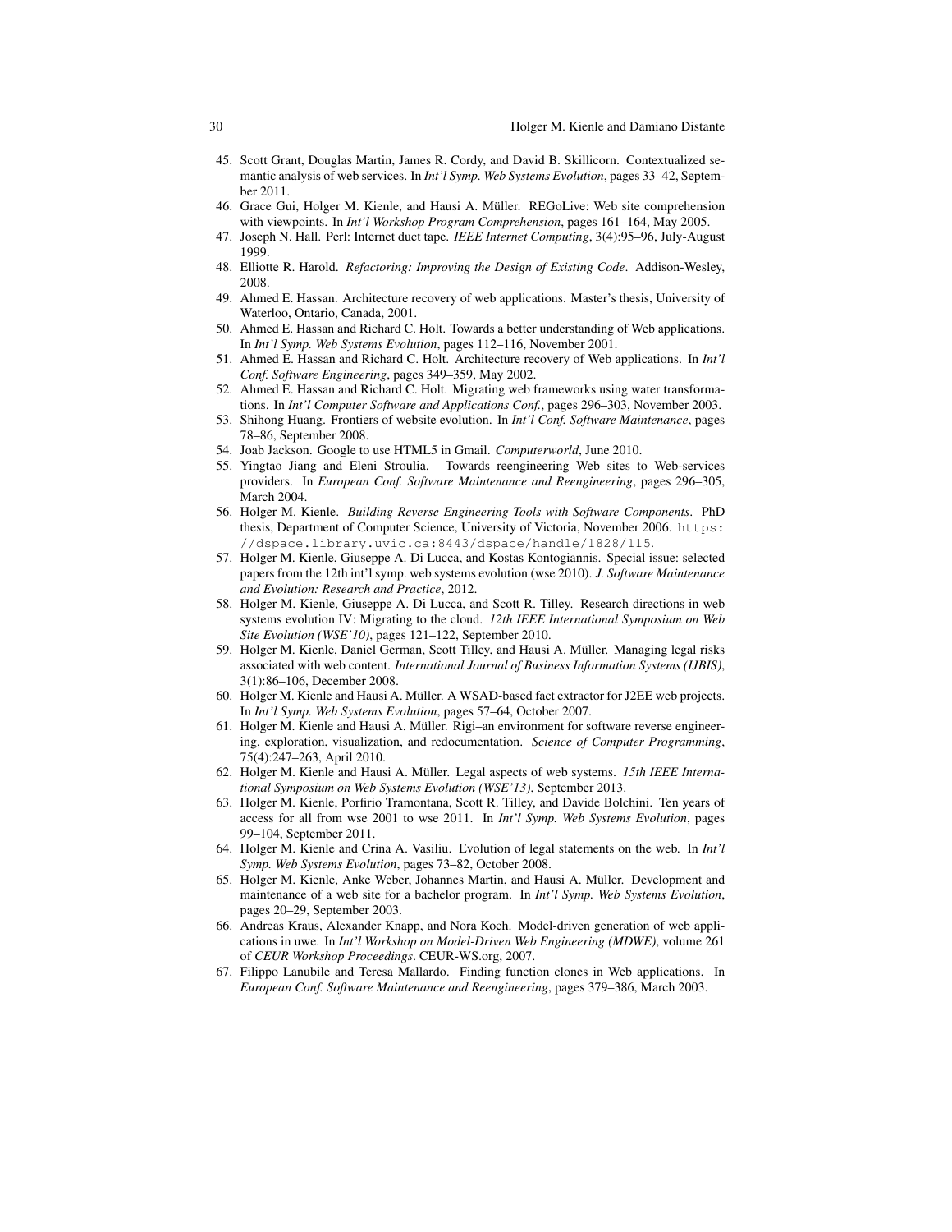45. Scott Grant, Douglas Martin, James R. Cordy, and David B. Skillicorn. Contextualized semantic analysis of web services. In *Int'l Symp. Web Systems Evolution*, pages 33–42, September 2011.
46. Grace Gui, Holger M. Kienle, and Hausi A. Müller. REGoLive: Web site comprehension with viewpoints. In *Int'l Workshop Program Comprehension*, pages 161–164, May 2005.
47. Joseph N. Hall. Perl: Internet duct tape. *IEEE Internet Computing*, 3(4):95–96, July-August 1999.
48. Elliotte R. Harold. *Refactoring: Improving the Design of Existing Code*. Addison-Wesley, 2008.
49. Ahmed E. Hassan. Architecture recovery of web applications. Master's thesis, University of Waterloo, Ontario, Canada, 2001.
50. Ahmed E. Hassan and Richard C. Holt. Towards a better understanding of Web applications. In *Int'l Symp. Web Systems Evolution*, pages 112–116, November 2001.
51. Ahmed E. Hassan and Richard C. Holt. Architecture recovery of Web applications. In *Int'l Conf. Software Engineering*, pages 349–359, May 2002.
52. Ahmed E. Hassan and Richard C. Holt. Migrating web frameworks using water transformations. In *Int'l Computer Software and Applications Conf.*, pages 296–303, November 2003.
53. Shihong Huang. Frontiers of website evolution. In *Int'l Conf. Software Maintenance*, pages 78–86, September 2008.
54. Joab Jackson. Google to use HTML5 in Gmail. *Computerworld*, June 2010.
55. Yingtao Jiang and Eleni Stroulia. Towards reengineering Web sites to Web-services providers. In *European Conf. Software Maintenance and Reengineering*, pages 296–305, March 2004.
56. Holger M. Kienle. *Building Reverse Engineering Tools with Software Components*. PhD thesis, Department of Computer Science, University of Victoria, November 2006. `https://dspace.library.uvic.ca:8443/dspace/handle/1828/115`.
57. Holger M. Kienle, Giuseppe A. Di Lucca, and Kostas Kontogiannis. Special issue: selected papers from the 12th int'l symp. web systems evolution (wse 2010). *J. Software Maintenance and Evolution: Research and Practice*, 2012.
58. Holger M. Kienle, Giuseppe A. Di Lucca, and Scott R. Tilley. Research directions in web systems evolution IV: Migrating to the cloud. *12th IEEE International Symposium on Web Site Evolution (WSE'10)*, pages 121–122, September 2010.
59. Holger M. Kienle, Daniel German, Scott Tilley, and Hausi A. Müller. Managing legal risks associated with web content. *International Journal of Business Information Systems (IJBIS)*, 3(1):86–106, December 2008.
60. Holger M. Kienle and Hausi A. Müller. A WSAD-based fact extractor for J2EE web projects. In *Int'l Symp. Web Systems Evolution*, pages 57–64, October 2007.
61. Holger M. Kienle and Hausi A. Müller. Rigi–an environment for software reverse engineering, exploration, visualization, and redocumentation. *Science of Computer Programming*, 75(4):247–263, April 2010.
62. Holger M. Kienle and Hausi A. Müller. Legal aspects of web systems. *15th IEEE International Symposium on Web Systems Evolution (WSE'13)*, September 2013.
63. Holger M. Kienle, Porfirio Tramontana, Scott R. Tilley, and Davide Bolchini. Ten years of access for all from wse 2001 to wse 2011. In *Int'l Symp. Web Systems Evolution*, pages 99–104, September 2011.
64. Holger M. Kienle and Crina A. Vasiliu. Evolution of legal statements on the web. In *Int'l Symp. Web Systems Evolution*, pages 73–82, October 2008.
65. Holger M. Kienle, Anke Weber, Johannes Martin, and Hausi A. Müller. Development and maintenance of a web site for a bachelor program. In *Int'l Symp. Web Systems Evolution*, pages 20–29, September 2003.
66. Andreas Kraus, Alexander Knapp, and Nora Koch. Model-driven generation of web applications in uwe. In *Int'l Workshop on Model-Driven Web Engineering (MDWE)*, volume 261 of *CEUR Workshop Proceedings*. CEUR-WS.org, 2007.
67. Filippo Lanubile and Teresa Mallardo. Finding function clones in Web applications. In *European Conf. Software Maintenance and Reengineering*, pages 379–386, March 2003.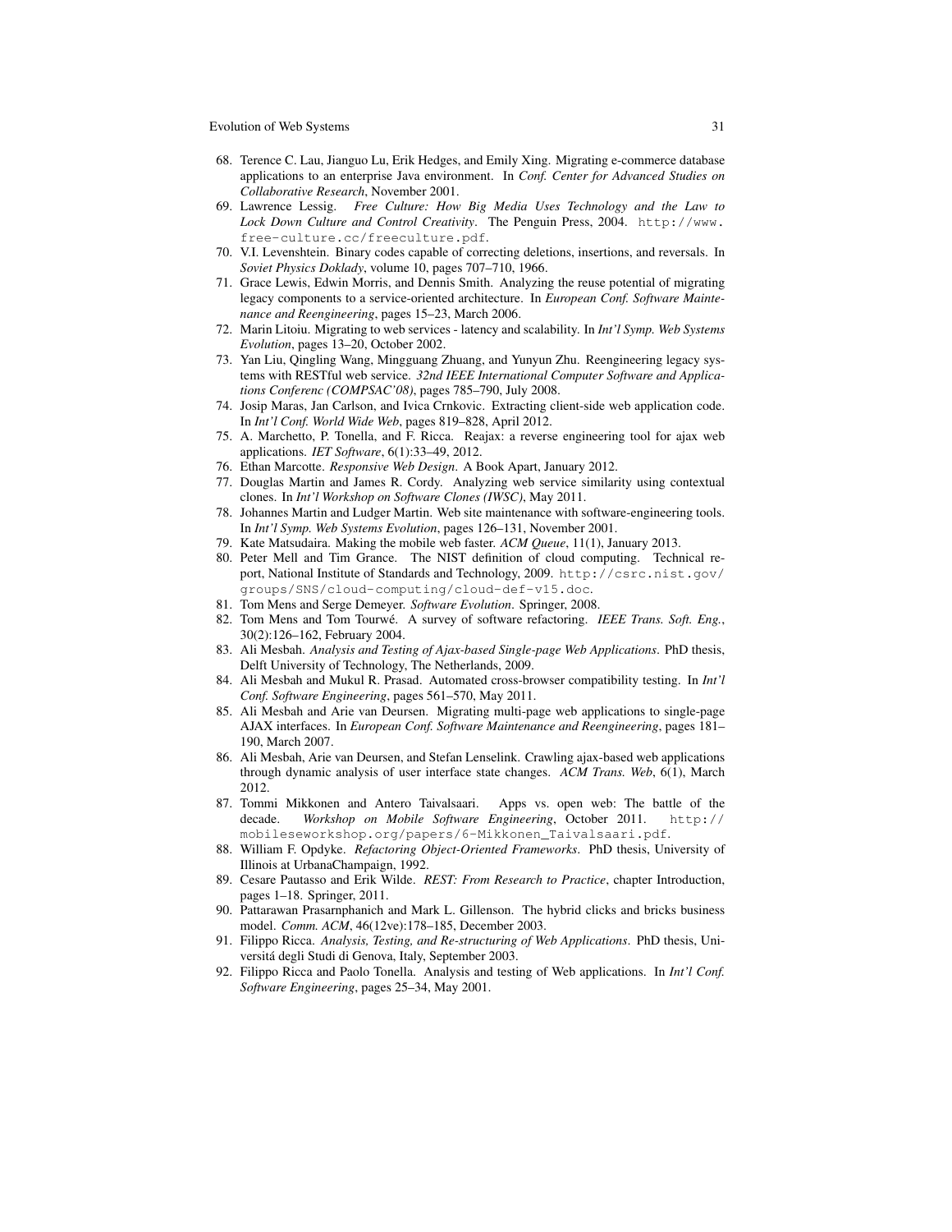68. Terence C. Lau, Jianguo Lu, Erik Hedges, and Emily Xing. Migrating e-commerce database applications to an enterprise Java environment. In *Conf. Center for Advanced Studies on Collaborative Research*, November 2001.
69. Lawrence Lessig. *Free Culture: How Big Media Uses Technology and the Law to Lock Down Culture and Control Creativity*. The Penguin Press, 2004. http://www.free-culture.cc/freeculture.pdf.
70. V.I. Levenshtein. Binary codes capable of correcting deletions, insertions, and reversals. In *Soviet Physics Doklady*, volume 10, pages 707–710, 1966.
71. Grace Lewis, Edwin Morris, and Dennis Smith. Analyzing the reuse potential of migrating legacy components to a service-oriented architecture. In *European Conf. Software Maintenance and Reengineering*, pages 15–23, March 2006.
72. Marin Litoiu. Migrating to web services - latency and scalability. In *Int'l Symp. Web Systems Evolution*, pages 13–20, October 2002.
73. Yan Liu, Qingling Wang, Mingguang Zhuang, and Yunyun Zhu. Reengineering legacy systems with RESTful web service. *32nd IEEE International Computer Software and Applications Conferenc (COMPSAC'08)*, pages 785–790, July 2008.
74. Josip Maras, Jan Carlson, and Ivica Crnkovic. Extracting client-side web application code. In *Int'l Conf. World Wide Web*, pages 819–828, April 2012.
75. A. Marchetto, P. Tonella, and F. Ricca. Reajax: a reverse engineering tool for ajax web applications. *IET Software*, 6(1):33–49, 2012.
76. Ethan Marcotte. *Responsive Web Design*. A Book Apart, January 2012.
77. Douglas Martin and James R. Cordy. Analyzing web service similarity using contextual clones. In *Int'l Workshop on Software Clones (IWSC)*, May 2011.
78. Johannes Martin and Ludger Martin. Web site maintenance with software-engineering tools. In *Int'l Symp. Web Systems Evolution*, pages 126–131, November 2001.
79. Kate Matsudaira. Making the mobile web faster. *ACM Queue*, 11(1), January 2013.
80. Peter Mell and Tim Grance. The NIST definition of cloud computing. Technical report, National Institute of Standards and Technology, 2009. http://csrc.nist.gov/groups/SNS/cloud-computing/cloud-def-v15.doc.
81. Tom Mens and Serge Demeyer. *Software Evolution*. Springer, 2008.
82. Tom Mens and Tom Tourwé. A survey of software refactoring. *IEEE Trans. Soft. Eng.*, 30(2):126–162, February 2004.
83. Ali Mesbah. *Analysis and Testing of Ajax-based Single-page Web Applications*. PhD thesis, Delft University of Technology, The Netherlands, 2009.
84. Ali Mesbah and Mukul R. Prasad. Automated cross-browser compatibility testing. In *Int'l Conf. Software Engineering*, pages 561–570, May 2011.
85. Ali Mesbah and Arie van Deursen. Migrating multi-page web applications to single-page AJAX interfaces. In *European Conf. Software Maintenance and Reengineering*, pages 181–190, March 2007.
86. Ali Mesbah, Arie van Deursen, and Stefan Lenselink. Crawling ajax-based web applications through dynamic analysis of user interface state changes. *ACM Trans. Web*, 6(1), March 2012.
87. Tommi Mikkonen and Antero Taivalsaari. Apps vs. open web: The battle of the decade. *Workshop on Mobile Software Engineering*, October 2011. http://mobileseworkshop.org/papers/6-Mikkonen_Taivalsaari.pdf.
88. William F. Opdyke. *Refactoring Object-Oriented Frameworks*. PhD thesis, University of Illinois at UrbanaChampaign, 1992.
89. Cesare Pautasso and Erik Wilde. *REST: From Research to Practice*, chapter Introduction, pages 1–18. Springer, 2011.
90. Pattarawan Prasarnphanich and Mark L. Gillenson. The hybrid clicks and bricks business model. *Comm. ACM*, 46(12ve):178–185, December 2003.
91. Filippo Ricca. *Analysis, Testing, and Re-structuring of Web Applications*. PhD thesis, Universitá degli Studi di Genova, Italy, September 2003.
92. Filippo Ricca and Paolo Tonella. Analysis and testing of Web applications. In *Int'l Conf. Software Engineering*, pages 25–34, May 2001.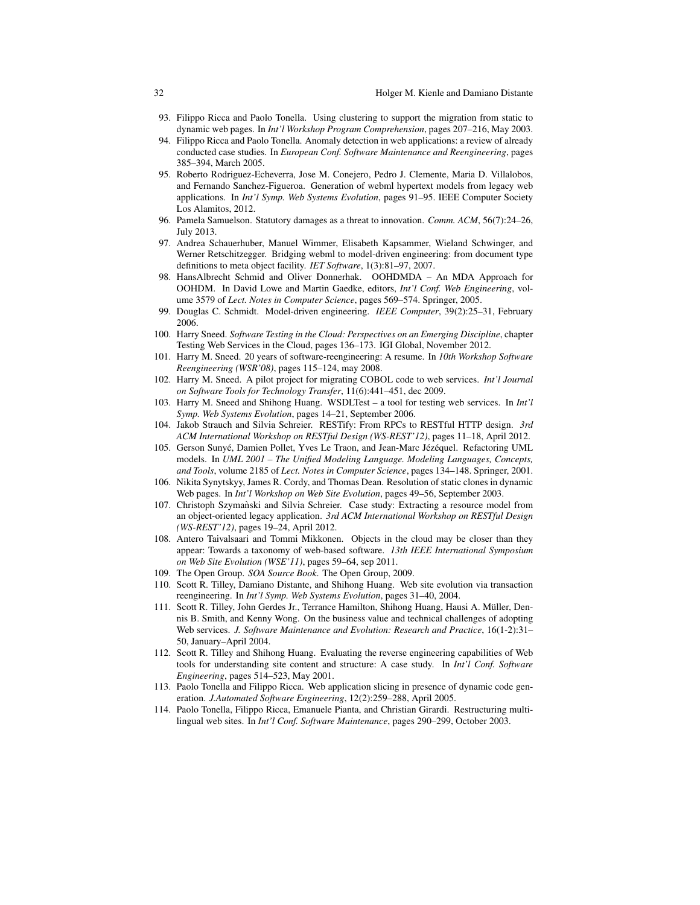93. Filippo Ricca and Paolo Tonella. Using clustering to support the migration from static to dynamic web pages. In *Int'l Workshop Program Comprehension*, pages 207–216, May 2003.
94. Filippo Ricca and Paolo Tonella. Anomaly detection in web applications: a review of already conducted case studies. In *European Conf. Software Maintenance and Reengineering*, pages 385–394, March 2005.
95. Roberto Rodriguez-Echeverra, Jose M. Conejero, Pedro J. Clemente, Maria D. Villalobos, and Fernando Sanchez-Figueroa. Generation of webml hypertext models from legacy web applications. In *Int'l Symp. Web Systems Evolution*, pages 91–95. IEEE Computer Society Los Alamitos, 2012.
96. Pamela Samuelson. Statutory damages as a threat to innovation. *Comm. ACM*, 56(7):24–26, July 2013.
97. Andrea Schauerhuber, Manuel Wimmer, Elisabeth Kapsammer, Wieland Schwinger, and Werner Retschitzegger. Bridging webml to model-driven engineering: from document type definitions to meta object facility. *IET Software*, 1(3):81–97, 2007.
98. HansAlbrecht Schmid and Oliver Donnerhak. OOHDMDA – An MDA Approach for OOHDM. In David Lowe and Martin Gaedke, editors, *Int'l Conf. Web Engineering*, volume 3579 of *Lect. Notes in Computer Science*, pages 569–574. Springer, 2005.
99. Douglas C. Schmidt. Model-driven engineering. *IEEE Computer*, 39(2):25–31, February 2006.
100. Harry Sneed. *Software Testing in the Cloud: Perspectives on an Emerging Discipline*, chapter Testing Web Services in the Cloud, pages 136–173. IGI Global, November 2012.
101. Harry M. Sneed. 20 years of software-reengineering: A resume. In *10th Workshop Software Reengineering (WSR'08)*, pages 115–124, may 2008.
102. Harry M. Sneed. A pilot project for migrating COBOL code to web services. *Int'l Journal on Software Tools for Technology Transfer*, 11(6):441–451, dec 2009.
103. Harry M. Sneed and Shihong Huang. WSDLTest – a tool for testing web services. In *Int'l Symp. Web Systems Evolution*, pages 14–21, September 2006.
104. Jakob Strauch and Silvia Schreier. RESTify: From RPCs to RESTful HTTP design. *3rd ACM International Workshop on RESTful Design (WS-REST'12)*, pages 11–18, April 2012.
105. Gerson Sunyé, Damien Pollet, Yves Le Traon, and Jean-Marc Jézéquel. Refactoring UML models. In *UML 2001 – The Unified Modeling Language. Modeling Languages, Concepts, and Tools*, volume 2185 of *Lect. Notes in Computer Science*, pages 134–148. Springer, 2001.
106. Nikita Synytskyy, James R. Cordy, and Thomas Dean. Resolution of static clones in dynamic Web pages. In *Int'l Workshop on Web Site Evolution*, pages 49–56, September 2003.
107. Christoph Szymański and Silvia Schreier. Case study: Extracting a resource model from an object-oriented legacy application. *3rd ACM International Workshop on RESTful Design (WS-REST'12)*, pages 19–24, April 2012.
108. Antero Taivalsaari and Tommi Mikkonen. Objects in the cloud may be closer than they appear: Towards a taxonomy of web-based software. *13th IEEE International Symposium on Web Site Evolution (WSE'11)*, pages 59–64, sep 2011.
109. The Open Group. *SOA Source Book*. The Open Group, 2009.
110. Scott R. Tilley, Damiano Distante, and Shihong Huang. Web site evolution via transaction reengineering. In *Int'l Symp. Web Systems Evolution*, pages 31–40, 2004.
111. Scott R. Tilley, John Gerdes Jr., Terrance Hamilton, Shihong Huang, Hausi A. Müller, Dennis B. Smith, and Kenny Wong. On the business value and technical challenges of adopting Web services. *J. Software Maintenance and Evolution: Research and Practice*, 16(1-2):31–50, January–April 2004.
112. Scott R. Tilley and Shihong Huang. Evaluating the reverse engineering capabilities of Web tools for understanding site content and structure: A case study. In *Int'l Conf. Software Engineering*, pages 514–523, May 2001.
113. Paolo Tonella and Filippo Ricca. Web application slicing in presence of dynamic code generation. *J.Automated Software Engineering*, 12(2):259–288, April 2005.
114. Paolo Tonella, Filippo Ricca, Emanuele Pianta, and Christian Girardi. Restructuring multilingual web sites. In *Int'l Conf. Software Maintenance*, pages 290–299, October 2003.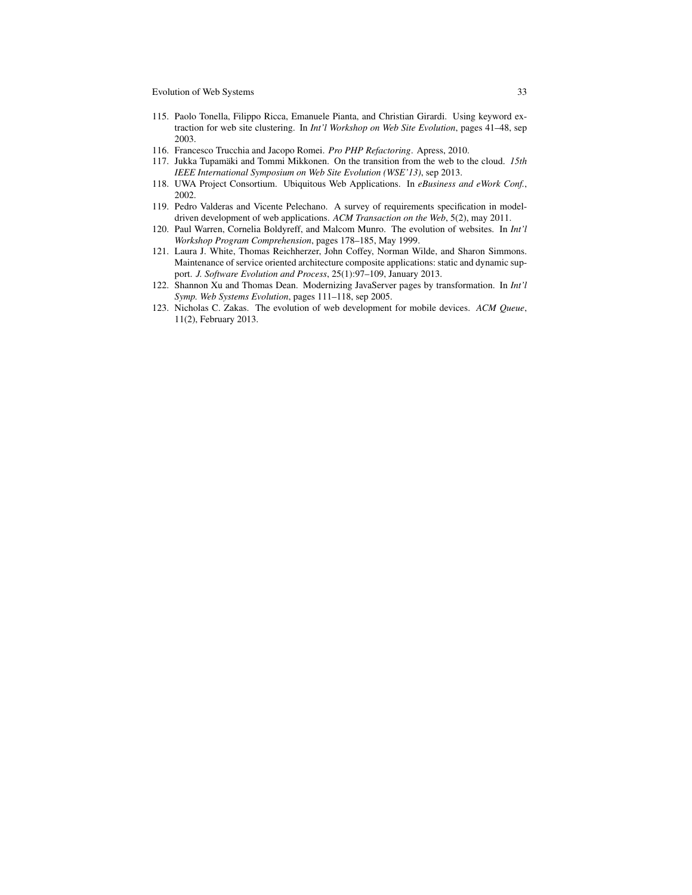115. Paolo Tonella, Filippo Ricca, Emanuele Pianta, and Christian Girardi. Using keyword extraction for web site clustering. In *Int'l Workshop on Web Site Evolution*, pages 41–48, sep 2003.
116. Francesco Trucchia and Jacopo Romei. *Pro PHP Refactoring*. Apress, 2010.
117. Jukka Tupamäki and Tommi Mikkonen. On the transition from the web to the cloud. *15th IEEE International Symposium on Web Site Evolution (WSE'13)*, sep 2013.
118. UWA Project Consortium. Ubiquitous Web Applications. In *eBusiness and eWork Conf.*, 2002.
119. Pedro Valderas and Vicente Pelechano. A survey of requirements specification in model-driven development of web applications. *ACM Transaction on the Web*, 5(2), may 2011.
120. Paul Warren, Cornelia Boldyreff, and Malcom Munro. The evolution of websites. In *Int'l Workshop Program Comprehension*, pages 178–185, May 1999.
121. Laura J. White, Thomas Reichherzer, John Coffey, Norman Wilde, and Sharon Simmons. Maintenance of service oriented architecture composite applications: static and dynamic support. *J. Software Evolution and Process*, 25(1):97–109, January 2013.
122. Shannon Xu and Thomas Dean. Modernizing JavaServer pages by transformation. In *Int'l Symp. Web Systems Evolution*, pages 111–118, sep 2005.
123. Nicholas C. Zakas. The evolution of web development for mobile devices. *ACM Queue*, 11(2), February 2013.